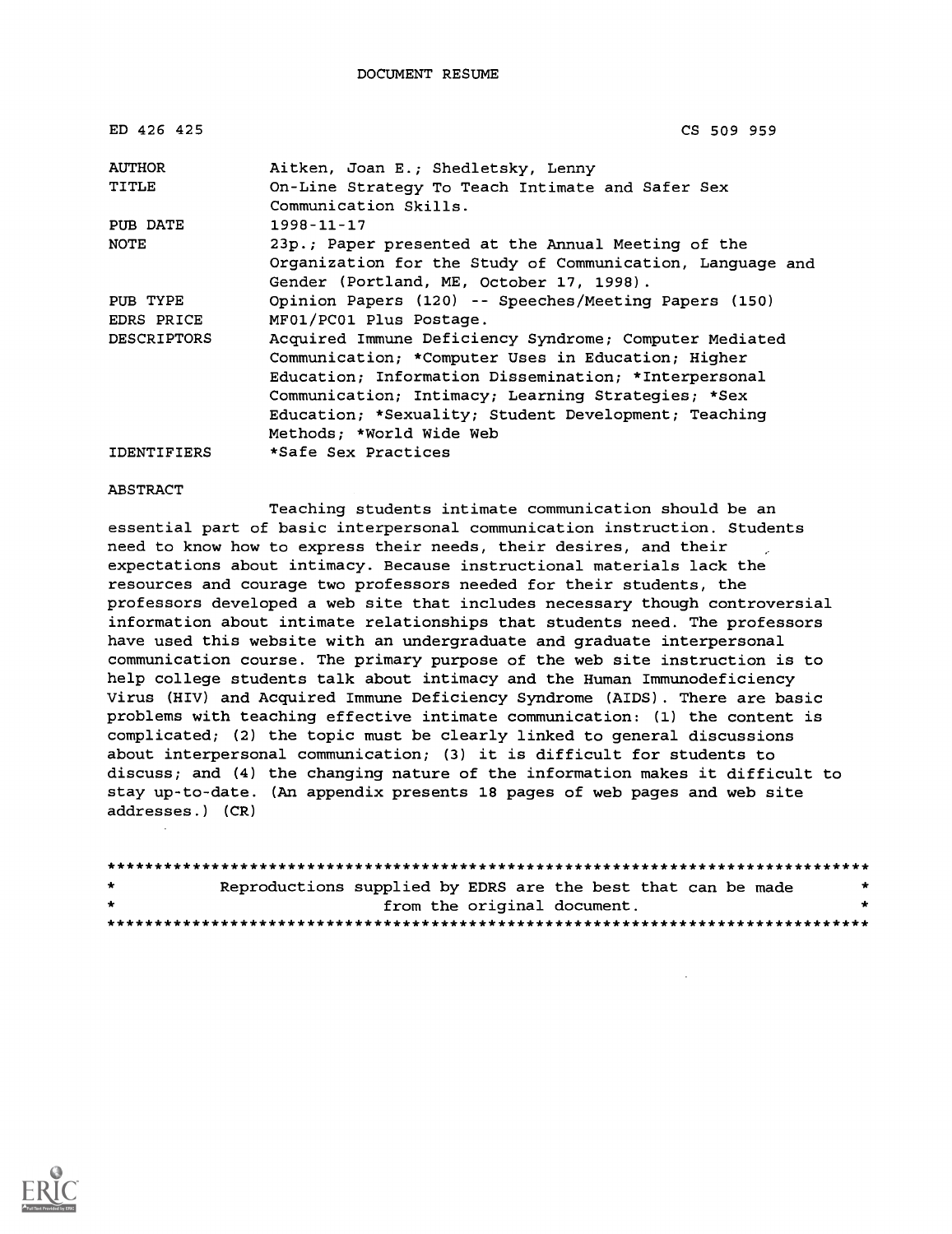# DOCUMENT RESUME

| | |
|---|---|
| ED 426 425 | CS 509 959 |
| AUTHOR | Aitken, Joan E.; Shedletsky, Lenny |
| TITLE | On-Line Strategy To Teach Intimate and Safer Sex Communication Skills. |
| PUB DATE | 1998-11-17 |
| NOTE | 23p.; Paper presented at the Annual Meeting of the Organization for the Study of Communication, Language and Gender (Portland, ME, October 17, 1998). |
| PUB TYPE | Opinion Papers (120) -- Speeches/Meeting Papers (150) |
| EDRS PRICE | MF01/PC01 Plus Postage. |
| DESCRIPTORS | Acquired Immune Deficiency Syndrome; Computer Mediated Communication; *Computer Uses in Education; Higher Education; Information Dissemination; *Interpersonal Communication; Intimacy; Learning Strategies; *Sex Education; *Sexuality; Student Development; Teaching Methods; *World Wide Web |
| IDENTIFIERS | *Safe Sex Practices |

## ABSTRACT

Teaching students intimate communication should be an essential part of basic interpersonal communication instruction. Students need to know how to express their needs, their desires, and their expectations about intimacy. Because instructional materials lack the resources and courage two professors needed for their students, the professors developed a web site that includes necessary though controversial information about intimate relationships that students need. The professors have used this website with an undergraduate and graduate interpersonal communication course. The primary purpose of the web site instruction is to help college students talk about intimacy and the Human Immunodeficiency Virus (HIV) and Acquired Immune Deficiency Syndrome (AIDS). There are basic problems with teaching effective intimate communication: (1) the content is complicated; (2) the topic must be clearly linked to general discussions about interpersonal communication; (3) it is difficult for students to discuss; and (4) the changing nature of the information makes it difficult to stay up-to-date. (An appendix presents 18 pages of web pages and web site addresses.) (CR)

********************************************************************************
* Reproductions supplied by EDRS are the best that can be made *
* from the original document. *
********************************************************************************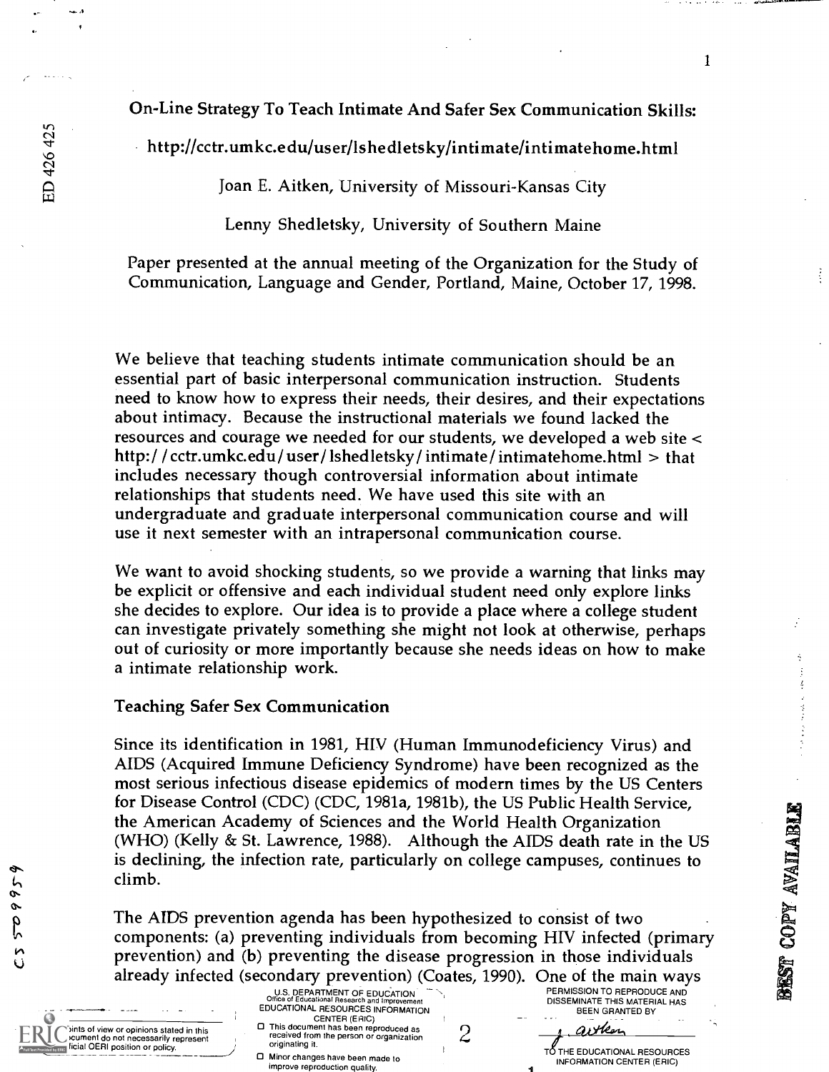On-Line Strategy To Teach Intimate And Safer Sex Communication Skills:

http://cctr.umkc.edu/user/lshedletsky/intimate/intimatehome.html

Joan E. Aitken, University of Missouri-Kansas City

Lenny Shedletsky, University of Southern Maine

Paper presented at the annual meeting of the Organization for the Study of Communication, Language and Gender, Portland, Maine, October 17, 1998.

We believe that teaching students intimate communication should be an essential part of basic interpersonal communication instruction. Students need to know how to express their needs, their desires, and their expectations about intimacy. Because the instructional materials we found lacked the resources and courage we needed for our students, we developed a web site < http://cctr.umkc.edu/user/lshedletsky/intimate/intimatehome.html > that includes necessary though controversial information about intimate relationships that students need. We have used this site with an undergraduate and graduate interpersonal communication course and will use it next semester with an intrapersonal communication course.

We want to avoid shocking students, so we provide a warning that links may be explicit or offensive and each individual student need only explore links she decides to explore. Our idea is to provide a place where a college student can investigate privately something she might not look at otherwise, perhaps out of curiosity or more importantly because she needs ideas on how to make a intimate relationship work.

## Teaching Safer Sex Communication

Since its identification in 1981, HIV (Human Immunodeficiency Virus) and AIDS (Acquired Immune Deficiency Syndrome) have been recognized as the most serious infectious disease epidemics of modern times by the US Centers for Disease Control (CDC) (CDC, 1981a, 1981b), the US Public Health Service, the American Academy of Sciences and the World Health Organization (WHO) (Kelly & St. Lawrence, 1988). Although the AIDS death rate in the US is declining, the infection rate, particularly on college campuses, continues to climb.

The AIDS prevention agenda has been hypothesized to consist of two components: (a) preventing individuals from becoming HIV infected (primary prevention) and (b) preventing the disease progression in those individuals already infected (secondary prevention) (Coates, 1990). One of the main ways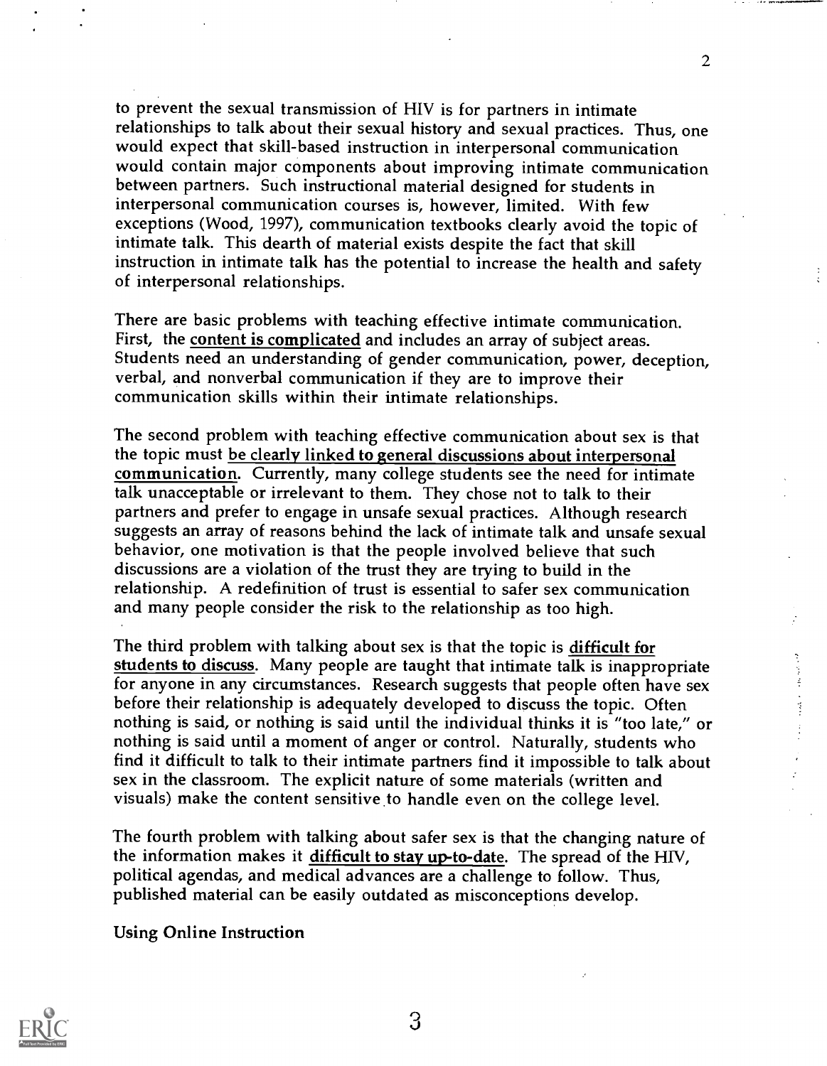to prevent the sexual transmission of HIV is for partners in intimate relationships to talk about their sexual history and sexual practices. Thus, one would expect that skill-based instruction in interpersonal communication would contain major components about improving intimate communication between partners. Such instructional material designed for students in interpersonal communication courses is, however, limited. With few exceptions (Wood, 1997), communication textbooks clearly avoid the topic of intimate talk. This dearth of material exists despite the fact that skill instruction in intimate talk has the potential to increase the health and safety of interpersonal relationships.

There are basic problems with teaching effective intimate communication. First, the content is complicated and includes an array of subject areas. Students need an understanding of gender communication, power, deception, verbal, and nonverbal communication if they are to improve their communication skills within their intimate relationships.

The second problem with teaching effective communication about sex is that the topic must be clearly linked to general discussions about interpersonal communication. Currently, many college students see the need for intimate talk unacceptable or irrelevant to them. They chose not to talk to their partners and prefer to engage in unsafe sexual practices. Although research suggests an array of reasons behind the lack of intimate talk and unsafe sexual behavior, one motivation is that the people involved believe that such discussions are a violation of the trust they are trying to build in the relationship. A redefinition of trust is essential to safer sex communication and many people consider the risk to the relationship as too high.

The third problem with talking about sex is that the topic is difficult for students to discuss. Many people are taught that intimate talk is inappropriate for anyone in any circumstances. Research suggests that people often have sex before their relationship is adequately developed to discuss the topic. Often nothing is said, or nothing is said until the individual thinks it is "too late," or nothing is said until a moment of anger or control. Naturally, students who find it difficult to talk to their intimate partners find it impossible to talk about sex in the classroom. The explicit nature of some materials (written and visuals) make the content sensitive to handle even on the college level.

The fourth problem with talking about safer sex is that the changing nature of the information makes it difficult to stay up-to-date. The spread of the HIV, political agendas, and medical advances are a challenge to follow. Thus, published material can be easily outdated as misconceptions develop.

## Using Online Instruction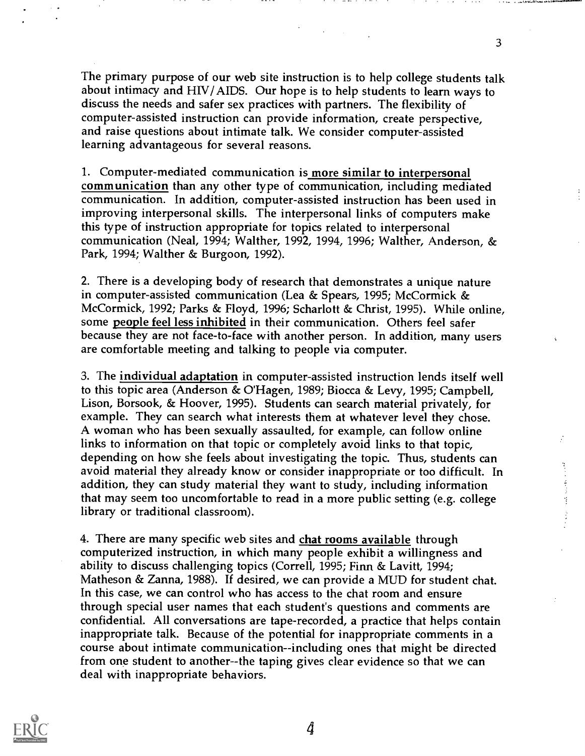The primary purpose of our web site instruction is to help college students talk about intimacy and HIV/AIDS. Our hope is to help students to learn ways to discuss the needs and safer sex practices with partners. The flexibility of computer-assisted instruction can provide information, create perspective, and raise questions about intimate talk. We consider computer-assisted learning advantageous for several reasons.

1. Computer-mediated communication is more similar to interpersonal communication than any other type of communication, including mediated communication. In addition, computer-assisted instruction has been used in improving interpersonal skills. The interpersonal links of computers make this type of instruction appropriate for topics related to interpersonal communication (Neal, 1994; Walther, 1992, 1994, 1996; Walther, Anderson, & Park, 1994; Walther & Burgoon, 1992).

2. There is a developing body of research that demonstrates a unique nature in computer-assisted communication (Lea & Spears, 1995; McCormick & McCormick, 1992; Parks & Floyd, 1996; Scharlott & Christ, 1995). While online, some people feel less inhibited in their communication. Others feel safer because they are not face-to-face with another person. In addition, many users are comfortable meeting and talking to people via computer.

3. The individual adaptation in computer-assisted instruction lends itself well to this topic area (Anderson & O'Hagen, 1989; Biocca & Levy, 1995; Campbell, Lison, Borsook, & Hoover, 1995). Students can search material privately, for example. They can search what interests them at whatever level they chose. A woman who has been sexually assaulted, for example, can follow online links to information on that topic or completely avoid links to that topic, depending on how she feels about investigating the topic. Thus, students can avoid material they already know or consider inappropriate or too difficult. In addition, they can study material they want to study, including information that may seem too uncomfortable to read in a more public setting (e.g. college library or traditional classroom).

4. There are many specific web sites and chat rooms available through computerized instruction, in which many people exhibit a willingness and ability to discuss challenging topics (Correll, 1995; Finn & Lavitt, 1994; Matheson & Zanna, 1988). If desired, we can provide a MUD for student chat. In this case, we can control who has access to the chat room and ensure through special user names that each student's questions and comments are confidential. All conversations are tape-recorded, a practice that helps contain inappropriate talk. Because of the potential for inappropriate comments in a course about intimate communication--including ones that might be directed from one student to another--the taping gives clear evidence so that we can deal with inappropriate behaviors.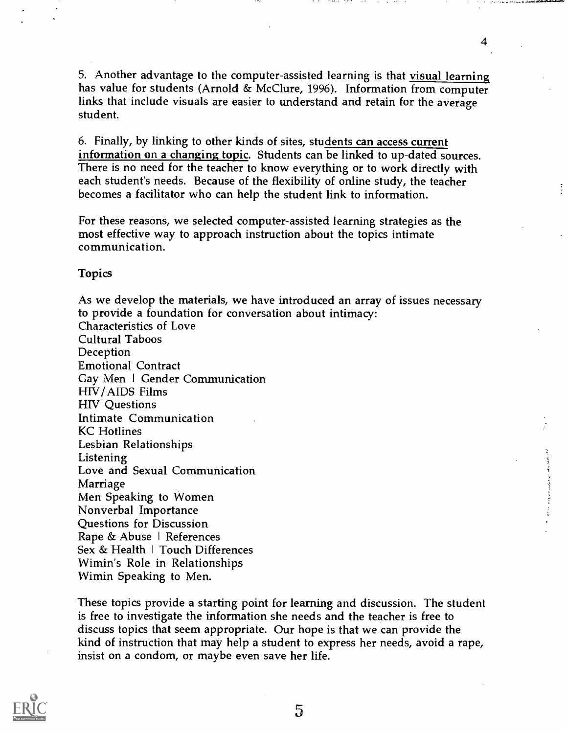5. Another advantage to the computer-assisted learning is that <u>visual learning</u> has value for students (Arnold & McClure, 1996). Information from computer links that include visuals are easier to understand and retain for the average student.

6. Finally, by linking to other kinds of sites, <u>students can access current information on a changing topic</u>. Students can be linked to up-dated sources. There is no need for the teacher to know everything or to work directly with each student's needs. Because of the flexibility of online study, the teacher becomes a facilitator who can help the student link to information.

For these reasons, we selected computer-assisted learning strategies as the most effective way to approach instruction about the topics intimate communication.

## Topics

As we develop the materials, we have introduced an array of issues necessary to provide a foundation for conversation about intimacy:

Characteristics of Love
Cultural Taboos
Deception
Emotional Contract
Gay Men | Gender Communication
HIV/AIDS Films
HIV Questions
Intimate Communication
KC Hotlines
Lesbian Relationships
Listening
Love and Sexual Communication
Marriage
Men Speaking to Women
Nonverbal Importance
Questions for Discussion
Rape & Abuse | References
Sex & Health | Touch Differences
Wimin's Role in Relationships
Wimin Speaking to Men.

These topics provide a starting point for learning and discussion. The student is free to investigate the information she needs and the teacher is free to discuss topics that seem appropriate. Our hope is that we can provide the kind of instruction that may help a student to express her needs, avoid a rape, insist on a condom, or maybe even save her life.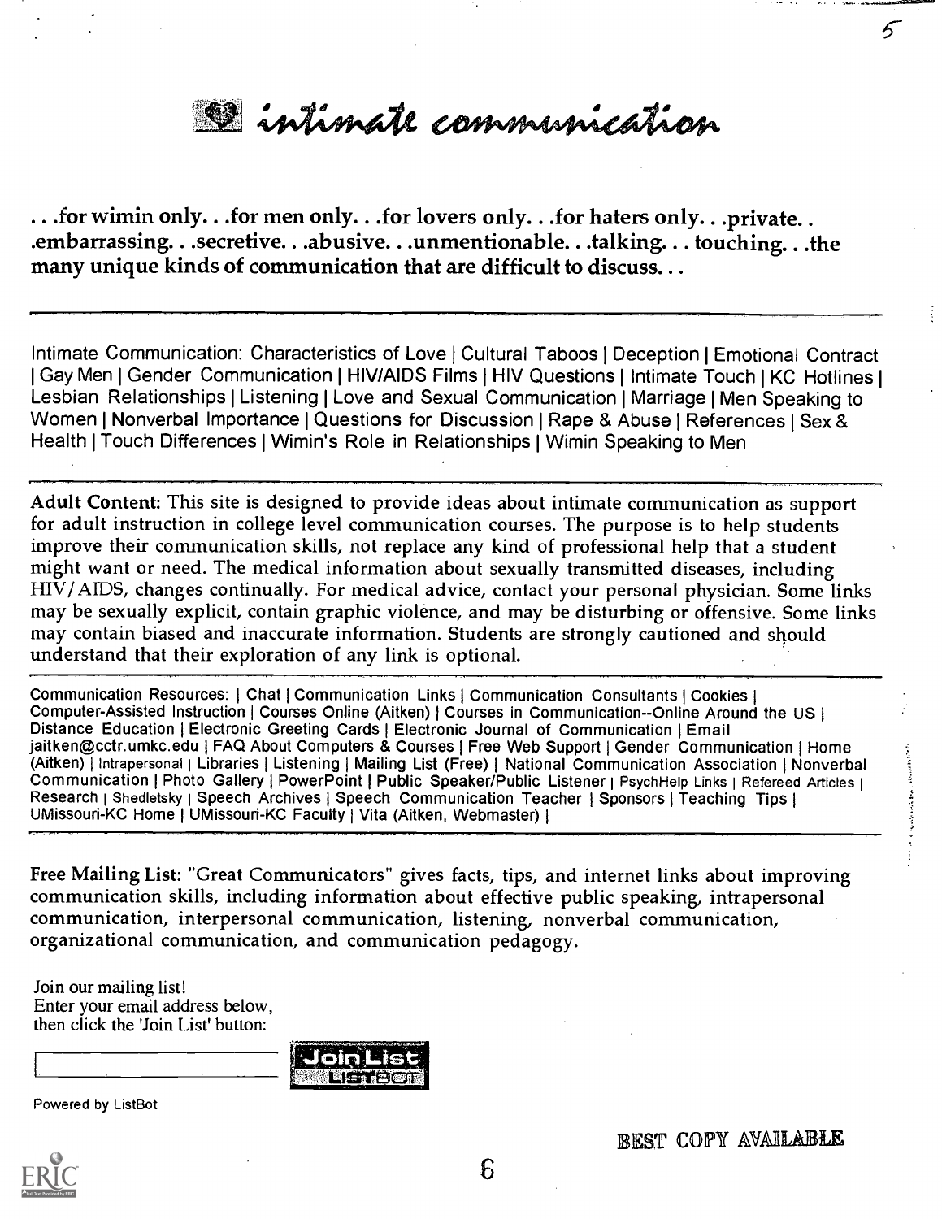# intimate communication

**. . .for wimin only. . .for men only. . .for lovers only. . .for haters only. . .private. . .embarrassing. . .secretive. . .abusive. . .unmentionable. . .talking. . . touching. . .the many unique kinds of communication that are difficult to discuss. . .**

---

Intimate Communication: Characteristics of Love | Cultural Taboos | Deception | Emotional Contract | Gay Men | Gender Communication | HIV/AIDS Films | HIV Questions | Intimate Touch | KC Hotlines | Lesbian Relationships | Listening | Love and Sexual Communication | Marriage | Men Speaking to Women | Nonverbal Importance | Questions for Discussion | Rape & Abuse | References | Sex & Health | Touch Differences | Wimin's Role in Relationships | Wimin Speaking to Men

---

**Adult Content:** This site is designed to provide ideas about intimate communication as support for adult instruction in college level communication courses. The purpose is to help students improve their communication skills, not replace any kind of professional help that a student might want or need. The medical information about sexually transmitted diseases, including HIV/AIDS, changes continually. For medical advice, contact your personal physician. Some links may be sexually explicit, contain graphic violence, and may be disturbing or offensive. Some links may contain biased and inaccurate information. Students are strongly cautioned and should understand that their exploration of any link is optional.

---

Communication Resources: | Chat | Communication Links | Communication Consultants | Cookies | Computer-Assisted Instruction | Courses Online (Aitken) | Courses in Communication--Online Around the US | Distance Education | Electronic Greeting Cards | Electronic Journal of Communication | Email jaitken@cctr.umkc.edu | FAQ About Computers & Courses | Free Web Support | Gender Communication | Home (Aitken) | Intrapersonal | Libraries | Listening | Mailing List (Free) | National Communication Association | Nonverbal Communication | Photo Gallery | PowerPoint | Public Speaker/Public Listener | PsychHelp Links | Refereed Articles | Research | Shedletsky | Speech Archives | Speech Communication Teacher | Sponsors | Teaching Tips | UMissouri-KC Home | UMissouri-KC Faculty | Vita (Aitken, Webmaster) |

---

**Free Mailing List:** "Great Communicators" gives facts, tips, and internet links about improving communication skills, including information about effective public speaking, intrapersonal communication, interpersonal communication, listening, nonverbal communication, organizational communication, and communication pedagogy.

Join our mailing list!
Enter your email address below,
then click the 'Join List' button:

Join List
LISTBOT

Powered by ListBot

BEST COPY AVAILABLE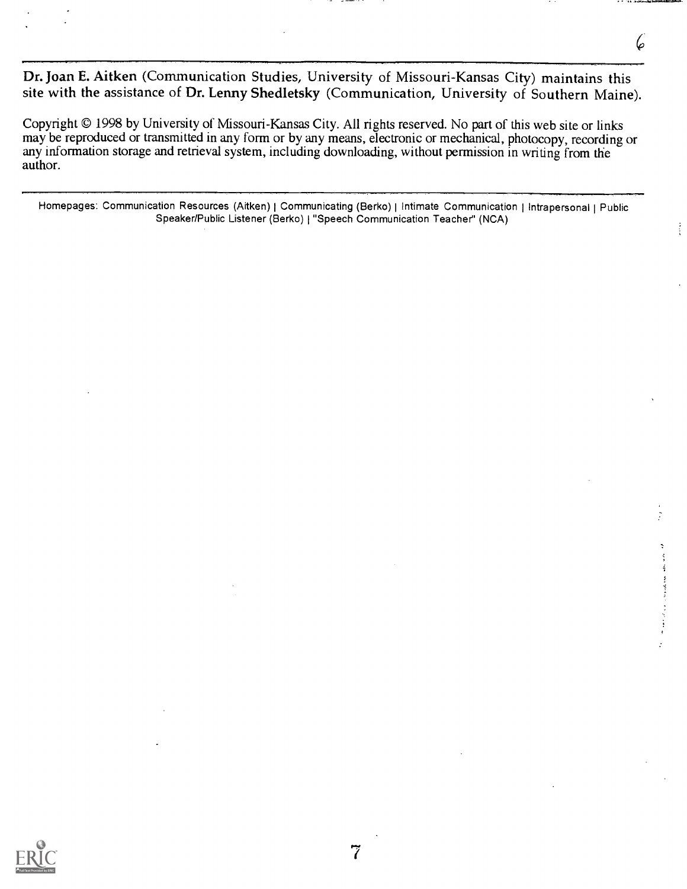**Dr. Joan E. Aitken** (Communication Studies, University of Missouri-Kansas City) maintains this site with the assistance of **Dr. Lenny Shedletsky** (Communication, University of Southern Maine).

Copyright © 1998 by University of Missouri-Kansas City. All rights reserved. No part of this web site or links may be reproduced or transmitted in any form or by any means, electronic or mechanical, photocopy, recording or any information storage and retrieval system, including downloading, without permission in writing from the author.

---

Homepages: Communication Resources (Aitken) | Communicating (Berko) | Intimate Communication | Intrapersonal | Public Speaker/Public Listener (Berko) | "Speech Communication Teacher" (NCA)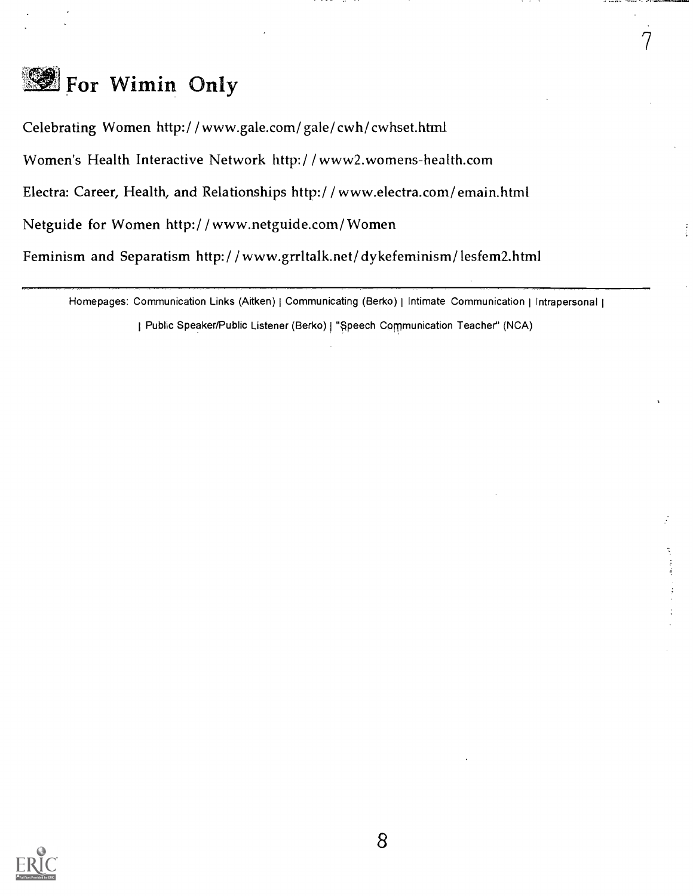## For Wimin Only

Celebrating Women http://www.gale.com/gale/cwh/cwhset.html

Women's Health Interactive Network http://www2.womens-health.com

Electra: Career, Health, and Relationships http://www.electra.com/emain.html

Netguide for Women http://www.netguide.com/Women

Feminism and Separatism http://www.grrltalk.net/dykefeminism/lesfem2.html

---

Homepages: Communication Links (Aitken) | Communicating (Berko) | Intimate Communication | Intrapersonal |

| Public Speaker/Public Listener (Berko) | "Speech Communication Teacher" (NCA)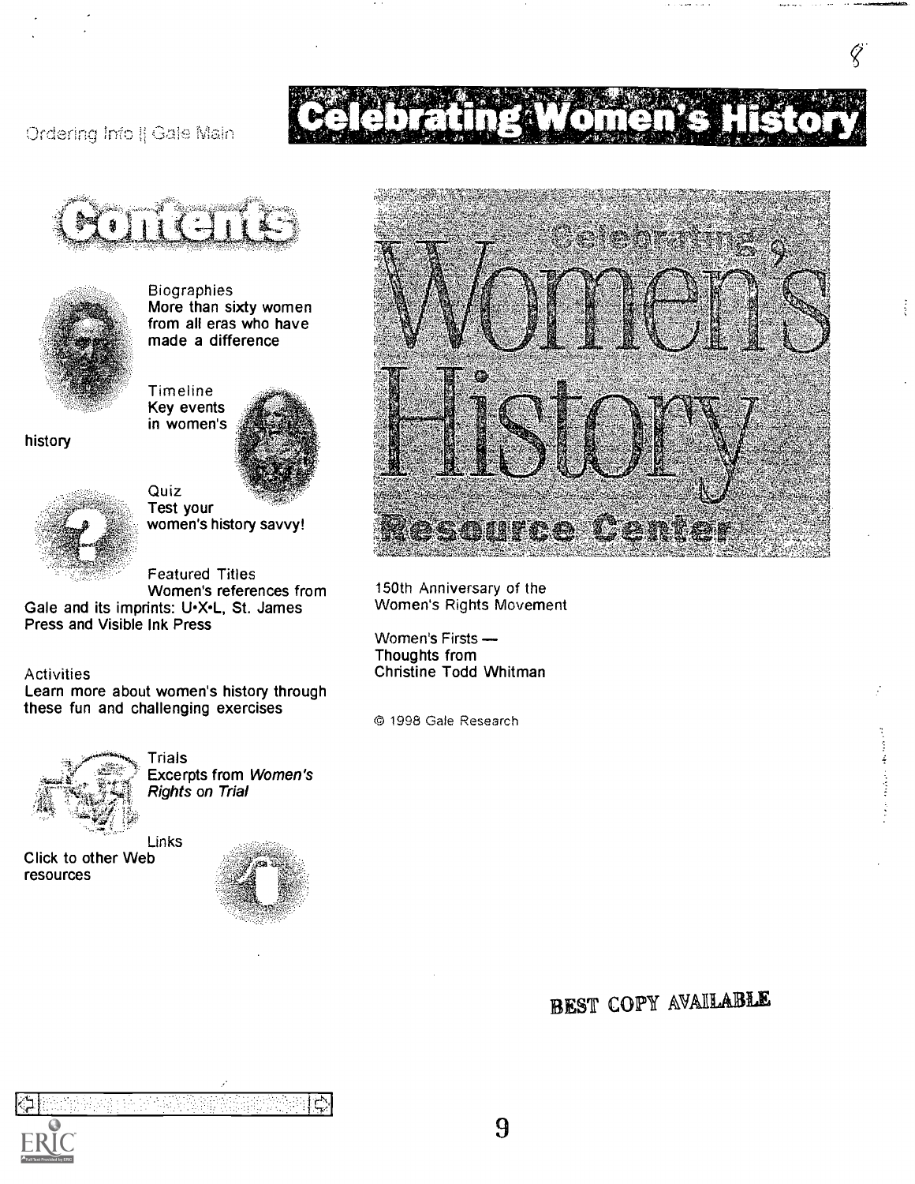Ordering Info || Gale Main

# Celebrating Women's History

## Contents

Biographies
More than sixty women from all eras who have made a difference

Timeline
Key events in women's history

Quiz
Test your women's history savvy!

Featured Titles
Women's references from Gale and its imprints: U•X•L, St. James Press and Visible Ink Press

Activities
Learn more about women's history through these fun and challenging exercises

Trials
Excerpts from *Women's Rights on Trial*

Links
Click to other Web resources

Celebrating Women's History Resource Center

150th Anniversary of the Women's Rights Movement

Women's Firsts — Thoughts from Christine Todd Whitman

© 1998 Gale Research

BEST COPY AVAILABLE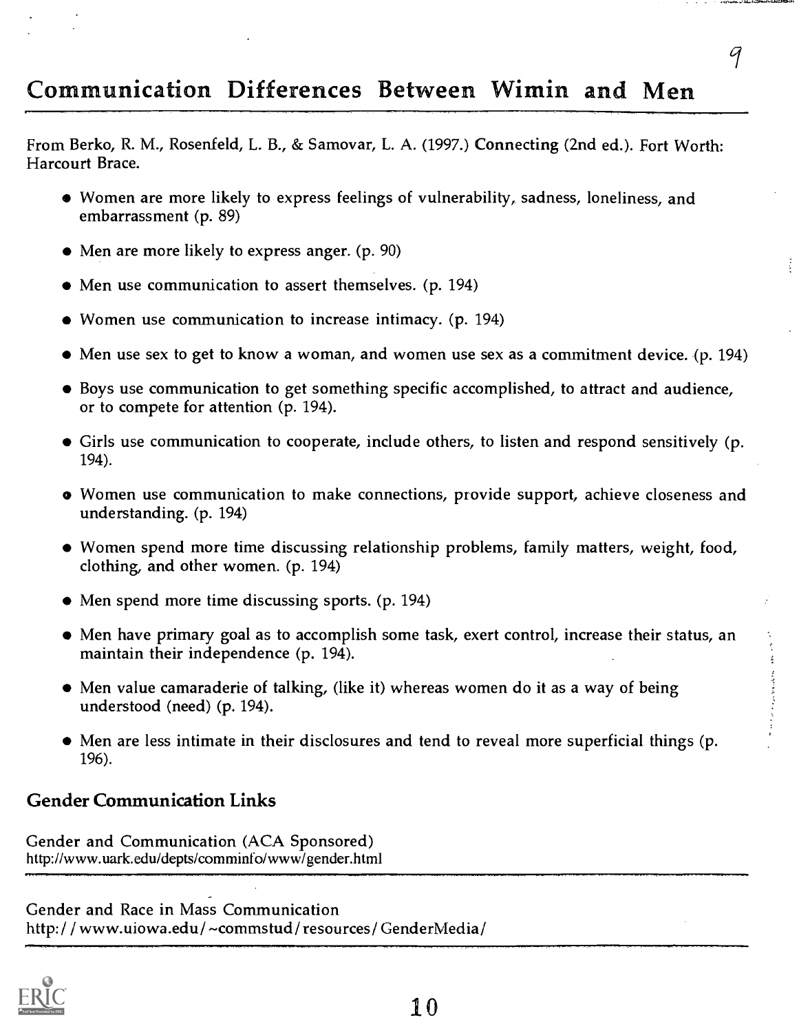# Communication Differences Between Wimin and Men

From Berko, R. M., Rosenfeld, L. B., & Samovar, L. A. (1997.) **Connecting** (2nd ed.). Fort Worth: Harcourt Brace.

- Women are more likely to express feelings of vulnerability, sadness, loneliness, and embarrassment (p. 89)
- Men are more likely to express anger. (p. 90)
- Men use communication to assert themselves. (p. 194)
- Women use communication to increase intimacy. (p. 194)
- Men use sex to get to know a woman, and women use sex as a commitment device. (p. 194)
- Boys use communication to get something specific accomplished, to attract and audience, or to compete for attention (p. 194).
- Girls use communication to cooperate, include others, to listen and respond sensitively (p. 194).
- Women use communication to make connections, provide support, achieve closeness and understanding. (p. 194)
- Women spend more time discussing relationship problems, family matters, weight, food, clothing, and other women. (p. 194)
- Men spend more time discussing sports. (p. 194)
- Men have primary goal as to accomplish some task, exert control, increase their status, an maintain their independence (p. 194).
- Men value camaraderie of talking, (like it) whereas women do it as a way of being understood (need) (p. 194).
- Men are less intimate in their disclosures and tend to reveal more superficial things (p. 196).

## Gender Communication Links

Gender and Communication (ACA Sponsored)
http://www.uark.edu/depts/comminfo/www/gender.html

Gender and Race in Mass Communication
http://www.uiowa.edu/~commstud/resources/GenderMedia/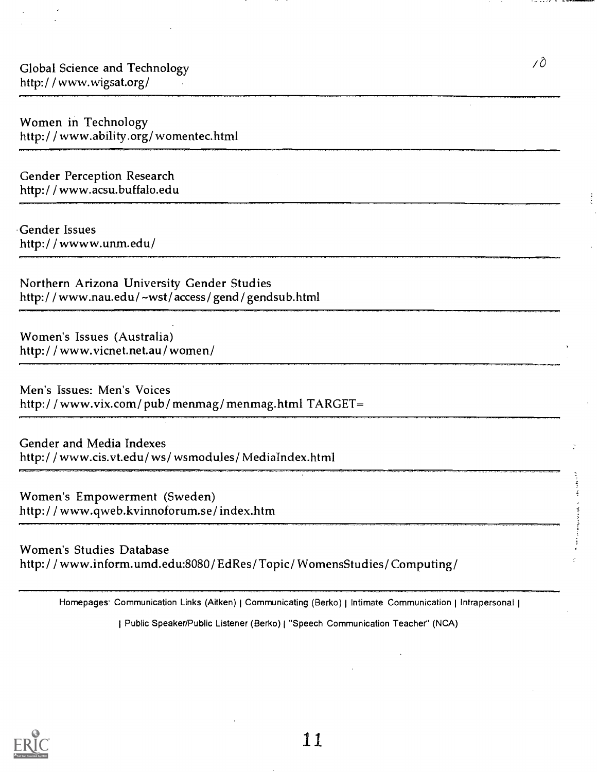Global Science and Technology
http://www.wigsat.org/

---

Women in Technology
http://www.ability.org/womentec.html

---

Gender Perception Research
http://www.acsu.buffalo.edu

---

Gender Issues
http://wwww.unm.edu/

---

Northern Arizona University Gender Studies
http://www.nau.edu/~wst/access/gend/gendsub.html

---

Women's Issues (Australia)
http://www.vicnet.net.au/women/

---

Men's Issues: Men's Voices
http://www.vix.com/pub/menmag/menmag.html TARGET=

---

Gender and Media Indexes
http://www.cis.vt.edu/ws/wsmodules/MediaIndex.html

---

Women's Empowerment (Sweden)
http://www.qweb.kvinnoforum.se/index.htm

---

Women's Studies Database
http://www.inform.umd.edu:8080/EdRes/Topic/WomensStudies/Computing/

---

Homepages: Communication Links (Aitken) | Communicating (Berko) | Intimate Communication | Intrapersonal |

| Public Speaker/Public Listener (Berko) | "Speech Communication Teacher" (NCA)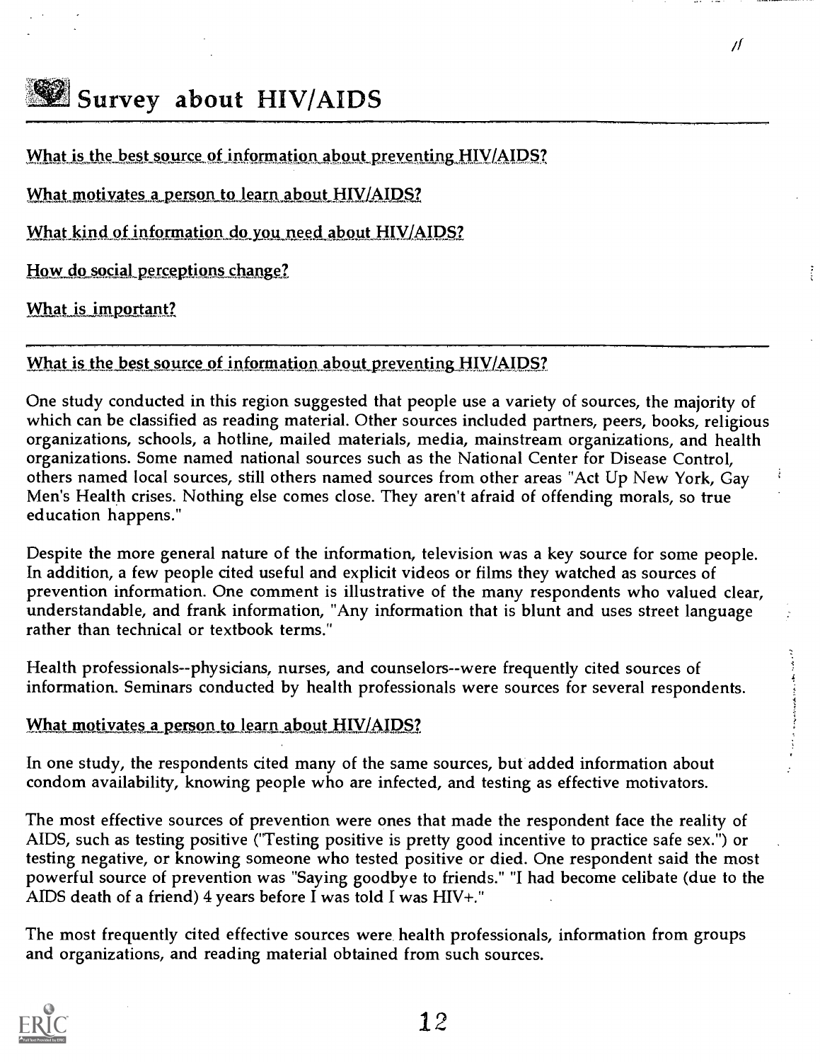# Survey about HIV/AIDS

What is the best source of information about preventing HIV/AIDS?

What motivates a person to learn about HIV/AIDS?

What kind of information do you need about HIV/AIDS?

How do social perceptions change?

What is important?

---

## What is the best source of information about preventing HIV/AIDS?

One study conducted in this region suggested that people use a variety of sources, the majority of which can be classified as reading material. Other sources included partners, peers, books, religious organizations, schools, a hotline, mailed materials, media, mainstream organizations, and health organizations. Some named national sources such as the National Center for Disease Control, others named local sources, still others named sources from other areas "Act Up New York, Gay Men's Health crises. Nothing else comes close. They aren't afraid of offending morals, so true education happens."

Despite the more general nature of the information, television was a key source for some people. In addition, a few people cited useful and explicit videos or films they watched as sources of prevention information. One comment is illustrative of the many respondents who valued clear, understandable, and frank information, "Any information that is blunt and uses street language rather than technical or textbook terms."

Health professionals--physicians, nurses, and counselors--were frequently cited sources of information. Seminars conducted by health professionals were sources for several respondents.

## What motivates a person to learn about HIV/AIDS?

In one study, the respondents cited many of the same sources, but added information about condom availability, knowing people who are infected, and testing as effective motivators.

The most effective sources of prevention were ones that made the respondent face the reality of AIDS, such as testing positive ("Testing positive is pretty good incentive to practice safe sex.") or testing negative, or knowing someone who tested positive or died. One respondent said the most powerful source of prevention was "Saying goodbye to friends." "I had become celibate (due to the AIDS death of a friend) 4 years before I was told I was HIV+."

The most frequently cited effective sources were health professionals, information from groups and organizations, and reading material obtained from such sources.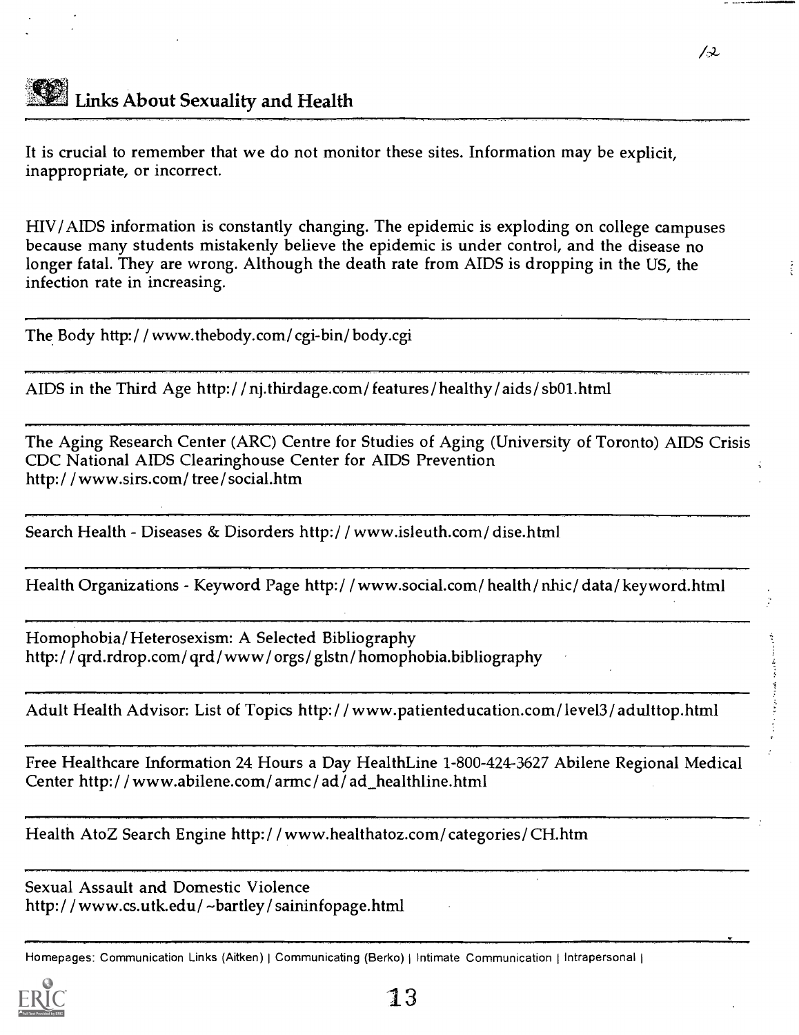## Links About Sexuality and Health

It is crucial to remember that we do not monitor these sites. Information may be explicit, inappropriate, or incorrect.

HIV/AIDS information is constantly changing. The epidemic is exploding on college campuses because many students mistakenly believe the epidemic is under control, and the disease no longer fatal. They are wrong. Although the death rate from AIDS is dropping in the US, the infection rate in increasing.

---

The Body http://www.thebody.com/cgi-bin/body.cgi

---

AIDS in the Third Age http://nj.thirdage.com/features/healthy/aids/sb01.html

---

The Aging Research Center (ARC) Centre for Studies of Aging (University of Toronto) AIDS Crisis CDC National AIDS Clearinghouse Center for AIDS Prevention
http://www.sirs.com/tree/social.htm

---

Search Health - Diseases & Disorders http://www.isleuth.com/dise.html

---

Health Organizations - Keyword Page http://www.social.com/health/nhic/data/keyword.html

---

Homophobia/Heterosexism: A Selected Bibliography
http://qrd.rdrop.com/qrd/www/orgs/glstn/homophobia.bibliography

---

Adult Health Advisor: List of Topics http://www.patienteducation.com/level3/adulttop.html

---

Free Healthcare Information 24 Hours a Day HealthLine 1-800-424-3627 Abilene Regional Medical Center http://www.abilene.com/armc/ad/ad_healthline.html

---

Health AtoZ Search Engine http://www.healthatoz.com/categories/CH.htm

---

Sexual Assault and Domestic Violence
http://www.cs.utk.edu/~bartley/saininfopage.html

---

Homepages: Communication Links (Aitken) | Communicating (Berko) | Intimate Communication | Intrapersonal |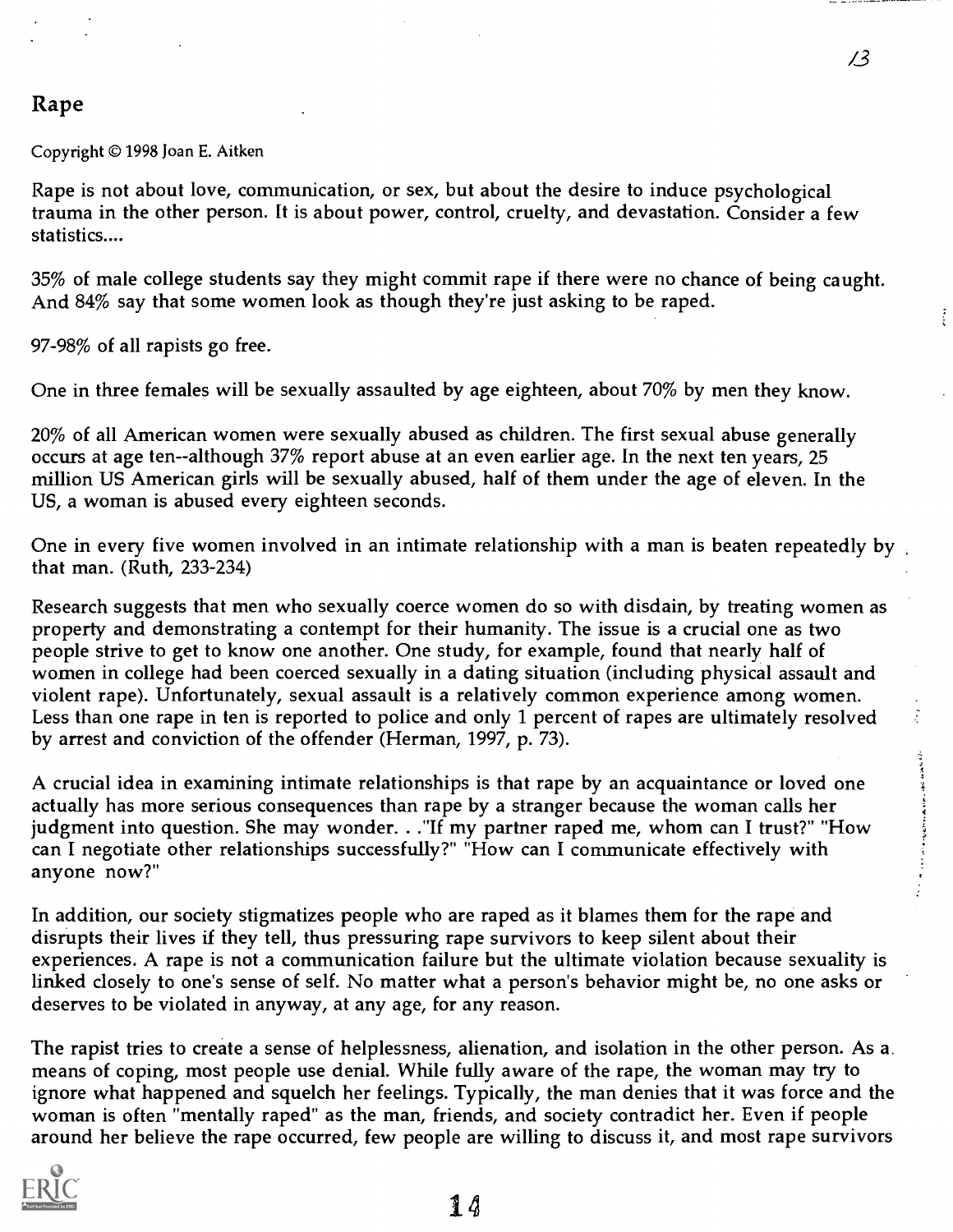## Rape

Copyright © 1998 Joan E. Aitken

Rape is not about love, communication, or sex, but about the desire to induce psychological trauma in the other person. It is about power, control, cruelty, and devastation. Consider a few statistics....

35% of male college students say they might commit rape if there were no chance of being caught. And 84% say that some women look as though they're just asking to be raped.

97-98% of all rapists go free.

One in three females will be sexually assaulted by age eighteen, about 70% by men they know.

20% of all American women were sexually abused as children. The first sexual abuse generally occurs at age ten--although 37% report abuse at an even earlier age. In the next ten years, 25 million US American girls will be sexually abused, half of them under the age of eleven. In the US, a woman is abused every eighteen seconds.

One in every five women involved in an intimate relationship with a man is beaten repeatedly by that man. (Ruth, 233-234)

Research suggests that men who sexually coerce women do so with disdain, by treating women as property and demonstrating a contempt for their humanity. The issue is a crucial one as two people strive to get to know one another. One study, for example, found that nearly half of women in college had been coerced sexually in a dating situation (including physical assault and violent rape). Unfortunately, sexual assault is a relatively common experience among women. Less than one rape in ten is reported to police and only 1 percent of rapes are ultimately resolved by arrest and conviction of the offender (Herman, 1997, p. 73).

A crucial idea in examining intimate relationships is that rape by an acquaintance or loved one actually has more serious consequences than rape by a stranger because the woman calls her judgment into question. She may wonder. . ."If my partner raped me, whom can I trust?" "How can I negotiate other relationships successfully?" "How can I communicate effectively with anyone now?"

In addition, our society stigmatizes people who are raped as it blames them for the rape and disrupts their lives if they tell, thus pressuring rape survivors to keep silent about their experiences. A rape is not a communication failure but the ultimate violation because sexuality is linked closely to one's sense of self. No matter what a person's behavior might be, no one asks or deserves to be violated in anyway, at any age, for any reason.

The rapist tries to create a sense of helplessness, alienation, and isolation in the other person. As a means of coping, most people use denial. While fully aware of the rape, the woman may try to ignore what happened and squelch her feelings. Typically, the man denies that it was force and the woman is often "mentally raped" as the man, friends, and society contradict her. Even if people around her believe the rape occurred, few people are willing to discuss it, and most rape survivors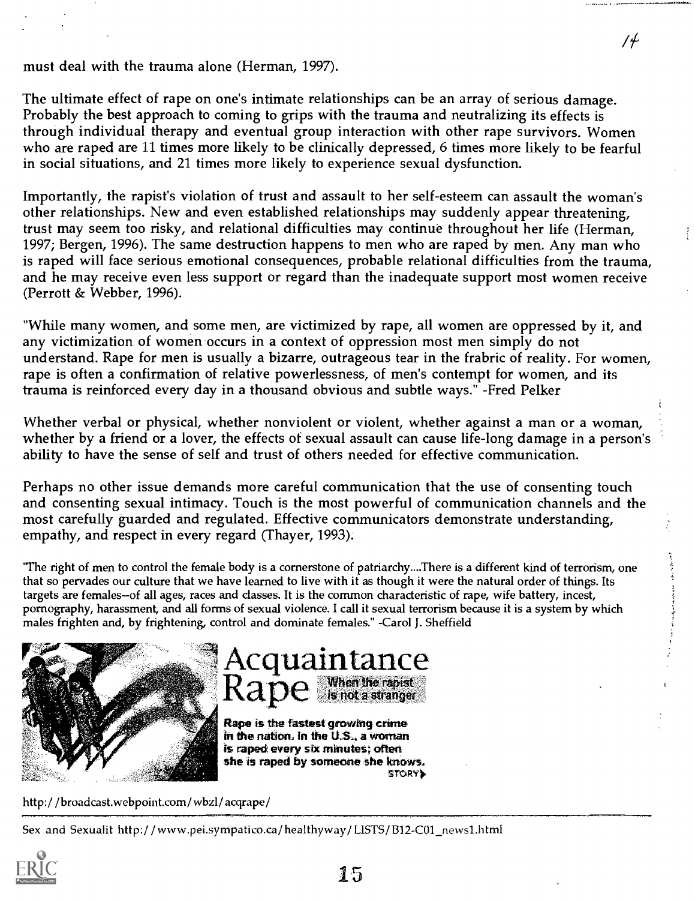must deal with the trauma alone (Herman, 1997).

The ultimate effect of rape on one's intimate relationships can be an array of serious damage. Probably the best approach to coming to grips with the trauma and neutralizing its effects is through individual therapy and eventual group interaction with other rape survivors. Women who are raped are 11 times more likely to be clinically depressed, 6 times more likely to be fearful in social situations, and 21 times more likely to experience sexual dysfunction.

Importantly, the rapist's violation of trust and assault to her self-esteem can assault the woman's other relationships. New and even established relationships may suddenly appear threatening, trust may seem too risky, and relational difficulties may continue throughout her life (Herman, 1997; Bergen, 1996). The same destruction happens to men who are raped by men. Any man who is raped will face serious emotional consequences, probable relational difficulties from the trauma, and he may receive even less support or regard than the inadequate support most women receive (Perrott & Webber, 1996).

"While many women, and some men, are victimized by rape, all women are oppressed by it, and any victimization of women occurs in a context of oppression most men simply do not understand. Rape for men is usually a bizarre, outrageous tear in the frabric of reality. For women, rape is often a confirmation of relative powerlessness, of men's contempt for women, and its trauma is reinforced every day in a thousand obvious and subtle ways." -Fred Pelker

Whether verbal or physical, whether nonviolent or violent, whether against a man or a woman, whether by a friend or a lover, the effects of sexual assault can cause life-long damage in a person's ability to have the sense of self and trust of others needed for effective communication.

Perhaps no other issue demands more careful communication that the use of consenting touch and consenting sexual intimacy. Touch is the most powerful of communication channels and the most carefully guarded and regulated. Effective communicators demonstrate understanding, empathy, and respect in every regard (Thayer, 1993).

"The right of men to control the female body is a cornerstone of patriarchy....There is a different kind of terrorism, one that so pervades our culture that we have learned to live with it as though it were the natural order of things. Its targets are females--of all ages, races and classes. It is the common characteristic of rape, wife battery, incest, pornography, harassment, and all forms of sexual violence. I call it sexual terrorism because it is a system by which males frighten and, by frightening, control and dominate females." -Carol J. Sheffield

## Acquaintance Rape

When the rapist is not a stranger

Rape is the fastest growing crime in the nation. In the U.S., a woman is raped every six minutes; often she is raped by someone she knows.

STORY

http://broadcast.webpoint.com/wbzl/acqrape/

Sex and Sexualit http://www.pei.sympatico.ca/healthyway/LISTS/B12-C01_news1.html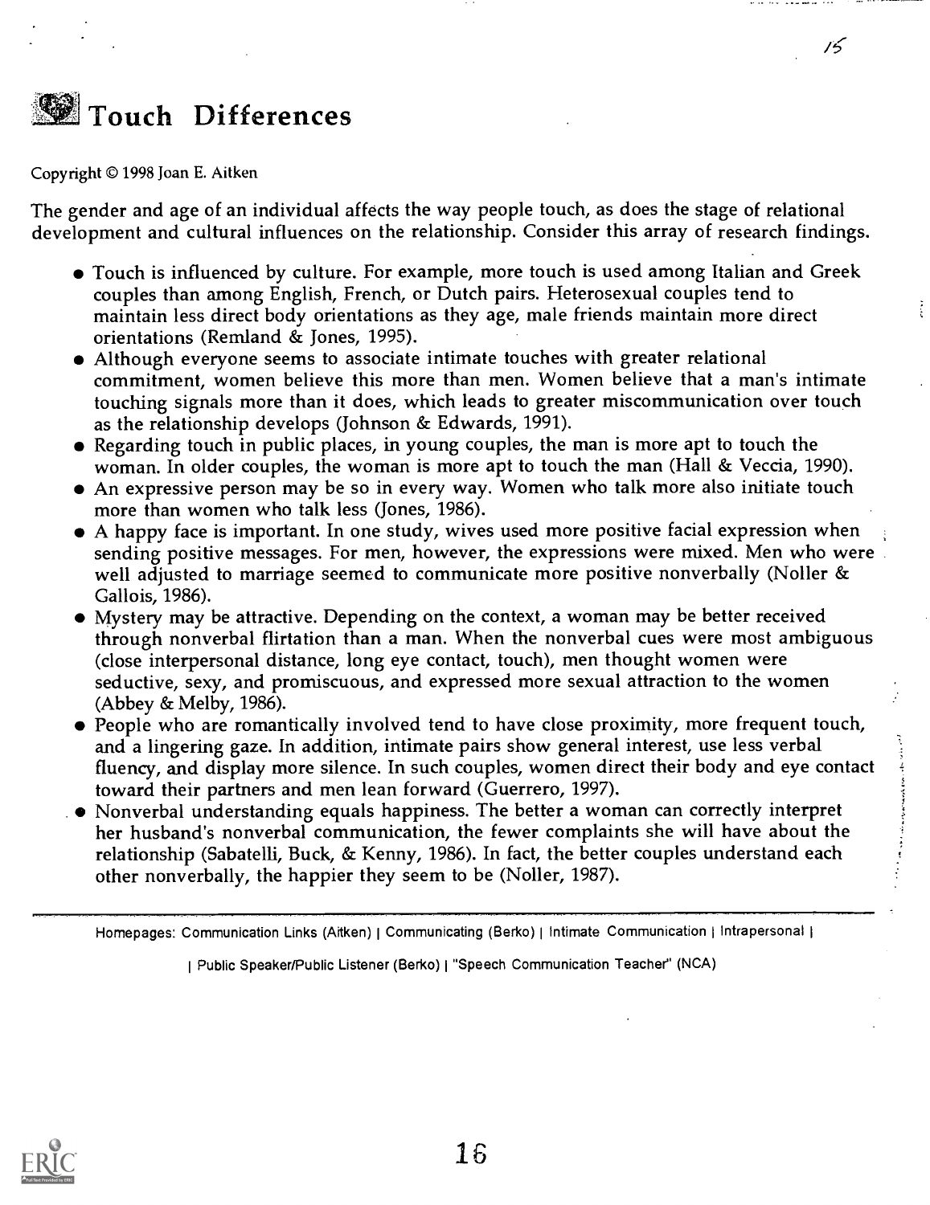# Touch Differences

Copyright © 1998 Joan E. Aitken

The gender and age of an individual affects the way people touch, as does the stage of relational development and cultural influences on the relationship. Consider this array of research findings.

- Touch is influenced by culture. For example, more touch is used among Italian and Greek couples than among English, French, or Dutch pairs. Heterosexual couples tend to maintain less direct body orientations as they age, male friends maintain more direct orientations (Remland & Jones, 1995).
- Although everyone seems to associate intimate touches with greater relational commitment, women believe this more than men. Women believe that a man's intimate touching signals more than it does, which leads to greater miscommunication over touch as the relationship develops (Johnson & Edwards, 1991).
- Regarding touch in public places, in young couples, the man is more apt to touch the woman. In older couples, the woman is more apt to touch the man (Hall & Veccia, 1990).
- An expressive person may be so in every way. Women who talk more also initiate touch more than women who talk less (Jones, 1986).
- A happy face is important. In one study, wives used more positive facial expression when sending positive messages. For men, however, the expressions were mixed. Men who were well adjusted to marriage seemed to communicate more positive nonverbally (Noller & Gallois, 1986).
- Mystery may be attractive. Depending on the context, a woman may be better received through nonverbal flirtation than a man. When the nonverbal cues were most ambiguous (close interpersonal distance, long eye contact, touch), men thought women were seductive, sexy, and promiscuous, and expressed more sexual attraction to the women (Abbey & Melby, 1986).
- People who are romantically involved tend to have close proximity, more frequent touch, and a lingering gaze. In addition, intimate pairs show general interest, use less verbal fluency, and display more silence. In such couples, women direct their body and eye contact toward their partners and men lean forward (Guerrero, 1997).
- Nonverbal understanding equals happiness. The better a woman can correctly interpret her husband's nonverbal communication, the fewer complaints she will have about the relationship (Sabatelli, Buck, & Kenny, 1986). In fact, the better couples understand each other nonverbally, the happier they seem to be (Noller, 1987).

---

Homepages: Communication Links (Aitken) | Communicating (Berko) | Intimate Communication | Intrapersonal |

| Public Speaker/Public Listener (Berko) | "Speech Communication Teacher" (NCA)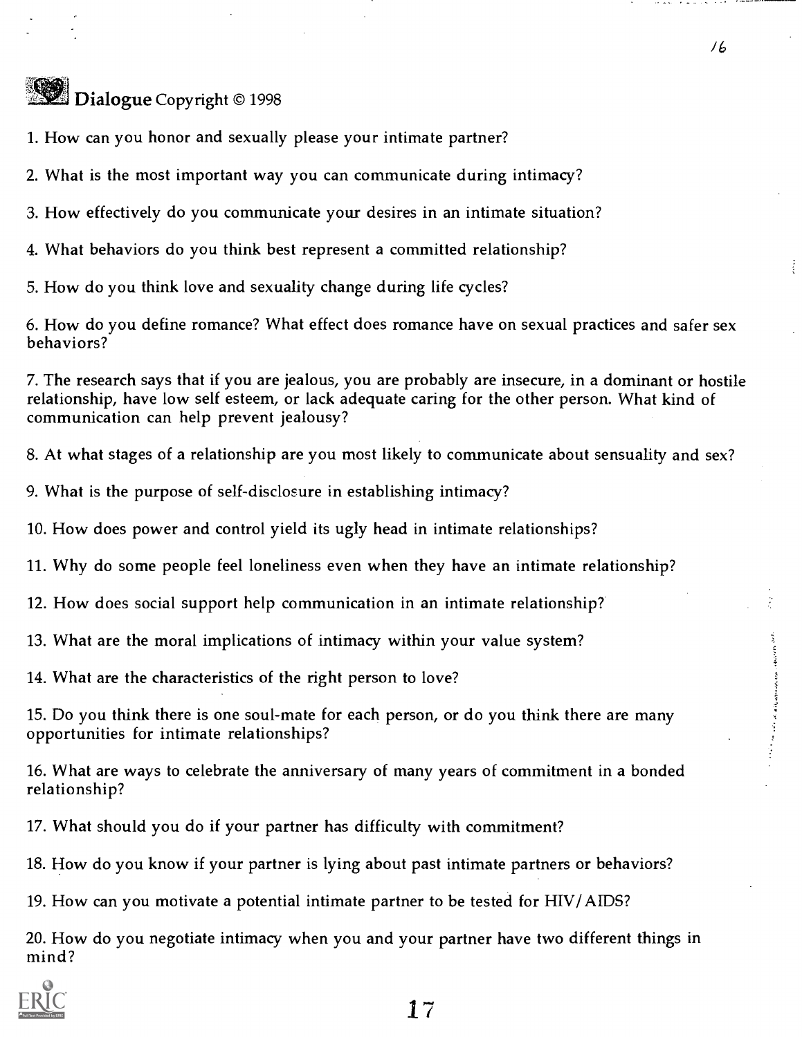Dialogue Copyright © 1998

1. How can you honor and sexually please your intimate partner?

2. What is the most important way you can communicate during intimacy?

3. How effectively do you communicate your desires in an intimate situation?

4. What behaviors do you think best represent a committed relationship?

5. How do you think love and sexuality change during life cycles?

6. How do you define romance? What effect does romance have on sexual practices and safer sex behaviors?

7. The research says that if you are jealous, you are probably are insecure, in a dominant or hostile relationship, have low self esteem, or lack adequate caring for the other person. What kind of communication can help prevent jealousy?

8. At what stages of a relationship are you most likely to communicate about sensuality and sex?

9. What is the purpose of self-disclosure in establishing intimacy?

10. How does power and control yield its ugly head in intimate relationships?

11. Why do some people feel loneliness even when they have an intimate relationship?

12. How does social support help communication in an intimate relationship?

13. What are the moral implications of intimacy within your value system?

14. What are the characteristics of the right person to love?

15. Do you think there is one soul-mate for each person, or do you think there are many opportunities for intimate relationships?

16. What are ways to celebrate the anniversary of many years of commitment in a bonded relationship?

17. What should you do if your partner has difficulty with commitment?

18. How do you know if your partner is lying about past intimate partners or behaviors?

19. How can you motivate a potential intimate partner to be tested for HIV/AIDS?

20. How do you negotiate intimacy when you and your partner have two different things in mind?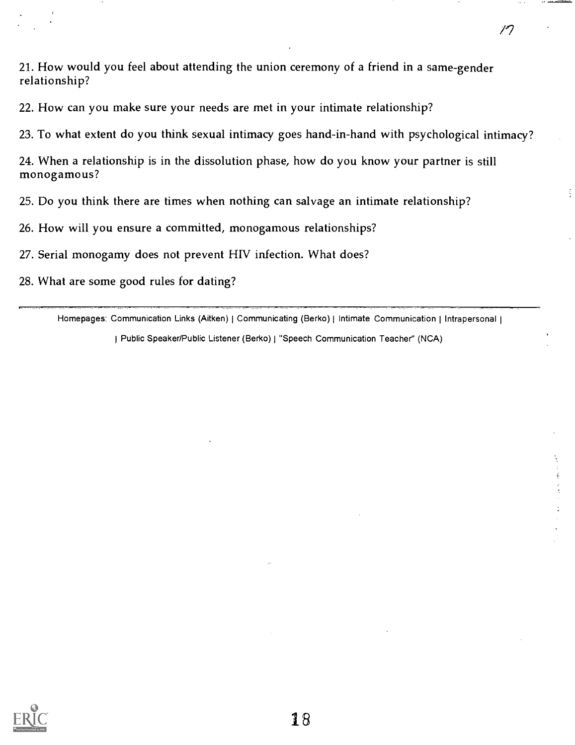21. How would you feel about attending the union ceremony of a friend in a same-gender relationship?

22. How can you make sure your needs are met in your intimate relationship?

23. To what extent do you think sexual intimacy goes hand-in-hand with psychological intimacy?

24. When a relationship is in the dissolution phase, how do you know your partner is still monogamous?

25. Do you think there are times when nothing can salvage an intimate relationship?

26. How will you ensure a committed, monogamous relationships?

27. Serial monogamy does not prevent HIV infection. What does?

28. What are some good rules for dating?

---

Homepages: Communication Links (Aitken) | Communicating (Berko) | Intimate Communication | Intrapersonal |

| Public Speaker/Public Listener (Berko) | "Speech Communication Teacher" (NCA)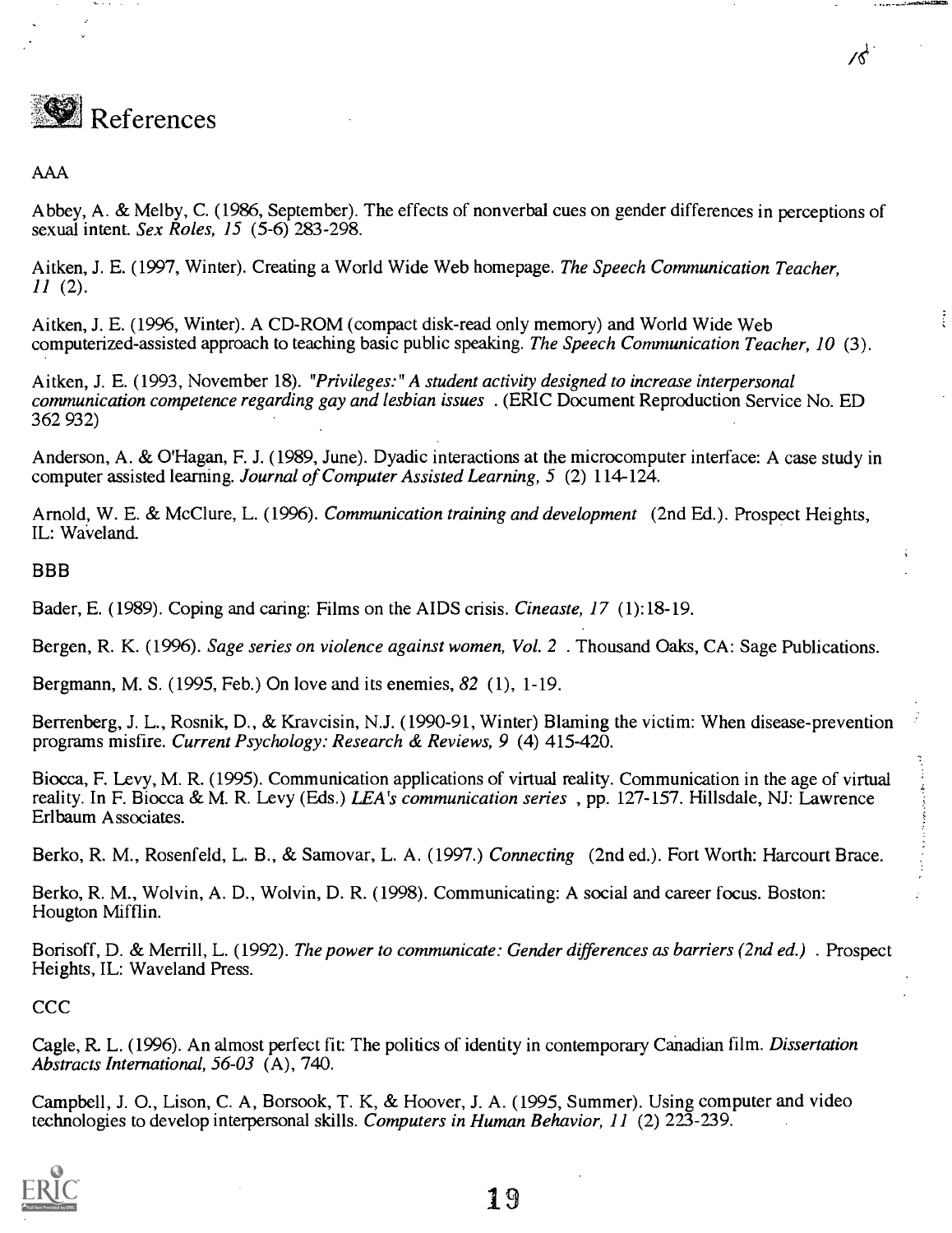# References

AAA

Abbey, A. & Melby, C. (1986, September). The effects of nonverbal cues on gender differences in perceptions of sexual intent. *Sex Roles, 15* (5-6) 283-298.

Aitken, J. E. (1997, Winter). Creating a World Wide Web homepage. *The Speech Communication Teacher, 11* (2).

Aitken, J. E. (1996, Winter). A CD-ROM (compact disk-read only memory) and World Wide Web computerized-assisted approach to teaching basic public speaking. *The Speech Communication Teacher, 10* (3).

Aitken, J. E. (1993, November 18). *"Privileges:" A student activity designed to increase interpersonal communication competence regarding gay and lesbian issues* . (ERIC Document Reproduction Service No. ED 362 932)

Anderson, A. & O'Hagan, F. J. (1989, June). Dyadic interactions at the microcomputer interface: A case study in computer assisted learning. *Journal of Computer Assisted Learning, 5* (2) 114-124.

Arnold, W. E. & McClure, L. (1996). *Communication training and development* (2nd Ed.). Prospect Heights, IL: Waveland.

BBB

Bader, E. (1989). Coping and caring: Films on the AIDS crisis. *Cineaste, 17* (1):18-19.

Bergen, R. K. (1996). *Sage series on violence against women, Vol. 2* . Thousand Oaks, CA: Sage Publications.

Bergmann, M. S. (1995, Feb.) On love and its enemies, *82* (1), 1-19.

Berrenberg, J. L., Rosnik, D., & Kravcisin, N.J. (1990-91, Winter) Blaming the victim: When disease-prevention programs misfire. *Current Psychology: Research & Reviews, 9* (4) 415-420.

Biocca, F. Levy, M. R. (1995). Communication applications of virtual reality. Communication in the age of virtual reality. In F. Biocca & M. R. Levy (Eds.) *LEA's communication series* , pp. 127-157. Hillsdale, NJ: Lawrence Erlbaum Associates.

Berko, R. M., Rosenfeld, L. B., & Samovar, L. A. (1997.) *Connecting* (2nd ed.). Fort Worth: Harcourt Brace.

Berko, R. M., Wolvin, A. D., Wolvin, D. R. (1998). Communicating: A social and career focus. Boston: Hougton Mifflin.

Borisoff, D. & Merrill, L. (1992). *The power to communicate: Gender differences as barriers (2nd ed.)* . Prospect Heights, IL: Waveland Press.

CCC

Cagle, R. L. (1996). An almost perfect fit: The politics of identity in contemporary Canadian film. *Dissertation Abstracts International, 56-03* (A), 740.

Campbell, J. O., Lison, C. A, Borsook, T. K, & Hoover, J. A. (1995, Summer). Using computer and video technologies to develop interpersonal skills. *Computers in Human Behavior, 11* (2) 223-239.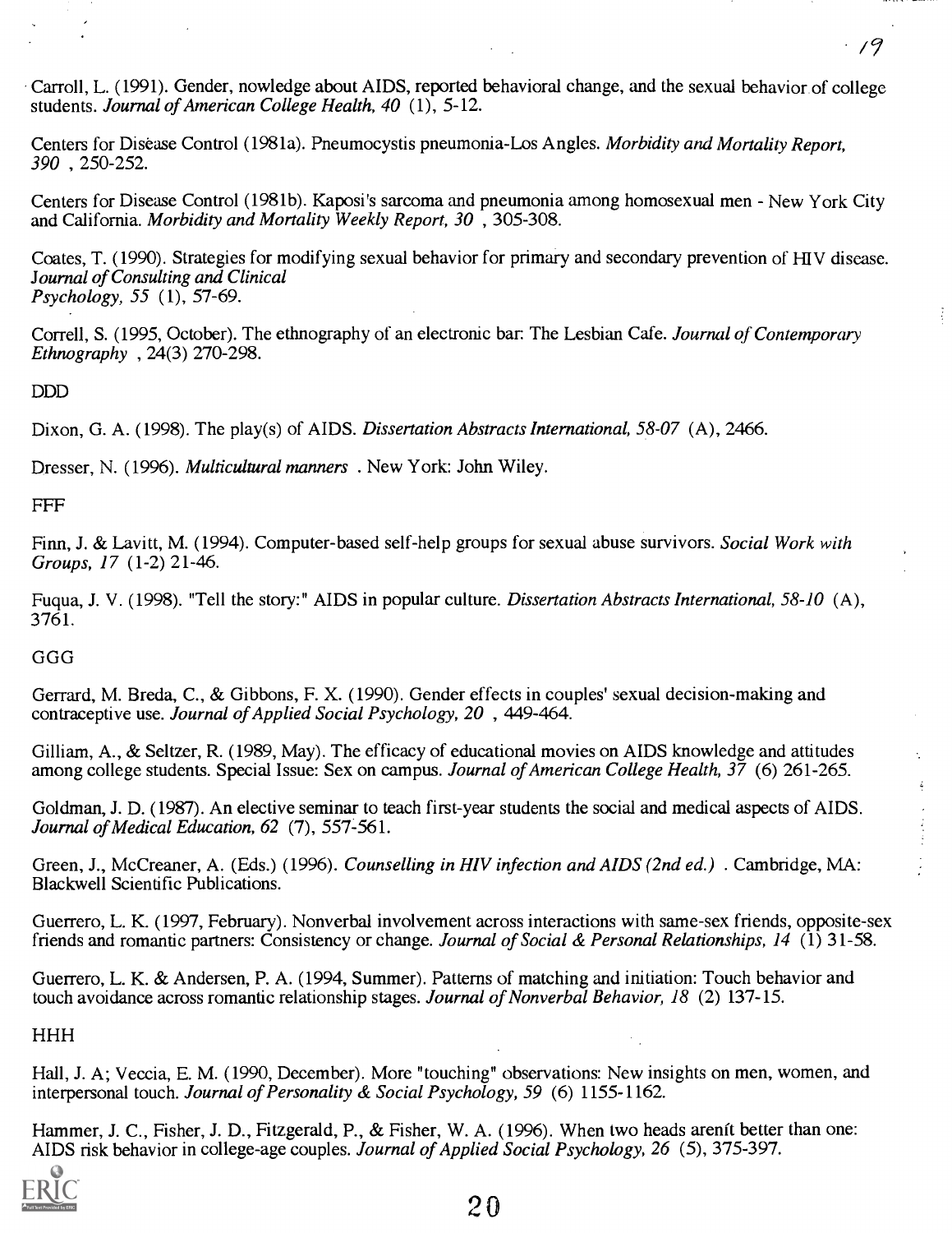Carroll, L. (1991). Gender, nowledge about AIDS, reported behavioral change, and the sexual behavior of college students. *Journal of American College Health, 40* (1), 5-12.

Centers for Disease Control (1981a). Pneumocystis pneumonia-Los Angles. *Morbidity and Mortality Report, 390* , 250-252.

Centers for Disease Control (1981b). Kaposi's sarcoma and pneumonia among homosexual men - New York City and California. *Morbidity and Mortality Weekly Report, 30* , 305-308.

Coates, T. (1990). Strategies for modifying sexual behavior for primary and secondary prevention of HIV disease. *Journal of Consulting and Clinical Psychology, 55* (1), 57-69.

Correll, S. (1995, October). The ethnography of an electronic bar: The Lesbian Cafe. *Journal of Contemporary Ethnography* , 24(3) 270-298.

DDD

Dixon, G. A. (1998). The play(s) of AIDS. *Dissertation Abstracts International, 58-07* (A), 2466.

Dresser, N. (1996). *Multicultural manners* . New York: John Wiley.

FFF

Finn, J. & Lavitt, M. (1994). Computer-based self-help groups for sexual abuse survivors. *Social Work with Groups, 17* (1-2) 21-46.

Fuqua, J. V. (1998). "Tell the story:" AIDS in popular culture. *Dissertation Abstracts International, 58-10* (A), 3761.

GGG

Gerrard, M. Breda, C., & Gibbons, F. X. (1990). Gender effects in couples' sexual decision-making and contraceptive use. *Journal of Applied Social Psychology, 20* , 449-464.

Gilliam, A., & Seltzer, R. (1989, May). The efficacy of educational movies on AIDS knowledge and attitudes among college students. Special Issue: Sex on campus. *Journal of American College Health, 37* (6) 261-265.

Goldman, J. D. (1987). An elective seminar to teach first-year students the social and medical aspects of AIDS. *Journal of Medical Education, 62* (7), 557-561.

Green, J., McCreaner, A. (Eds.) (1996). *Counselling in HIV infection and AIDS (2nd ed.)* . Cambridge, MA: Blackwell Scientific Publications.

Guerrero, L. K. (1997, February). Nonverbal involvement across interactions with same-sex friends, opposite-sex friends and romantic partners: Consistency or change. *Journal of Social & Personal Relationships, 14* (1) 31-58.

Guerrero, L. K. & Andersen, P. A. (1994, Summer). Patterns of matching and initiation: Touch behavior and touch avoidance across romantic relationship stages. *Journal of Nonverbal Behavior, 18* (2) 137-15.

HHH

Hall, J. A; Veccia, E. M. (1990, December). More "touching" observations: New insights on men, women, and interpersonal touch. *Journal of Personality & Social Psychology, 59* (6) 1155-1162.

Hammer, J. C., Fisher, J. D., Fitzgerald, P., & Fisher, W. A. (1996). When two heads arenít better than one: AIDS risk behavior in college-age couples. *Journal of Applied Social Psychology, 26* (5), 375-397.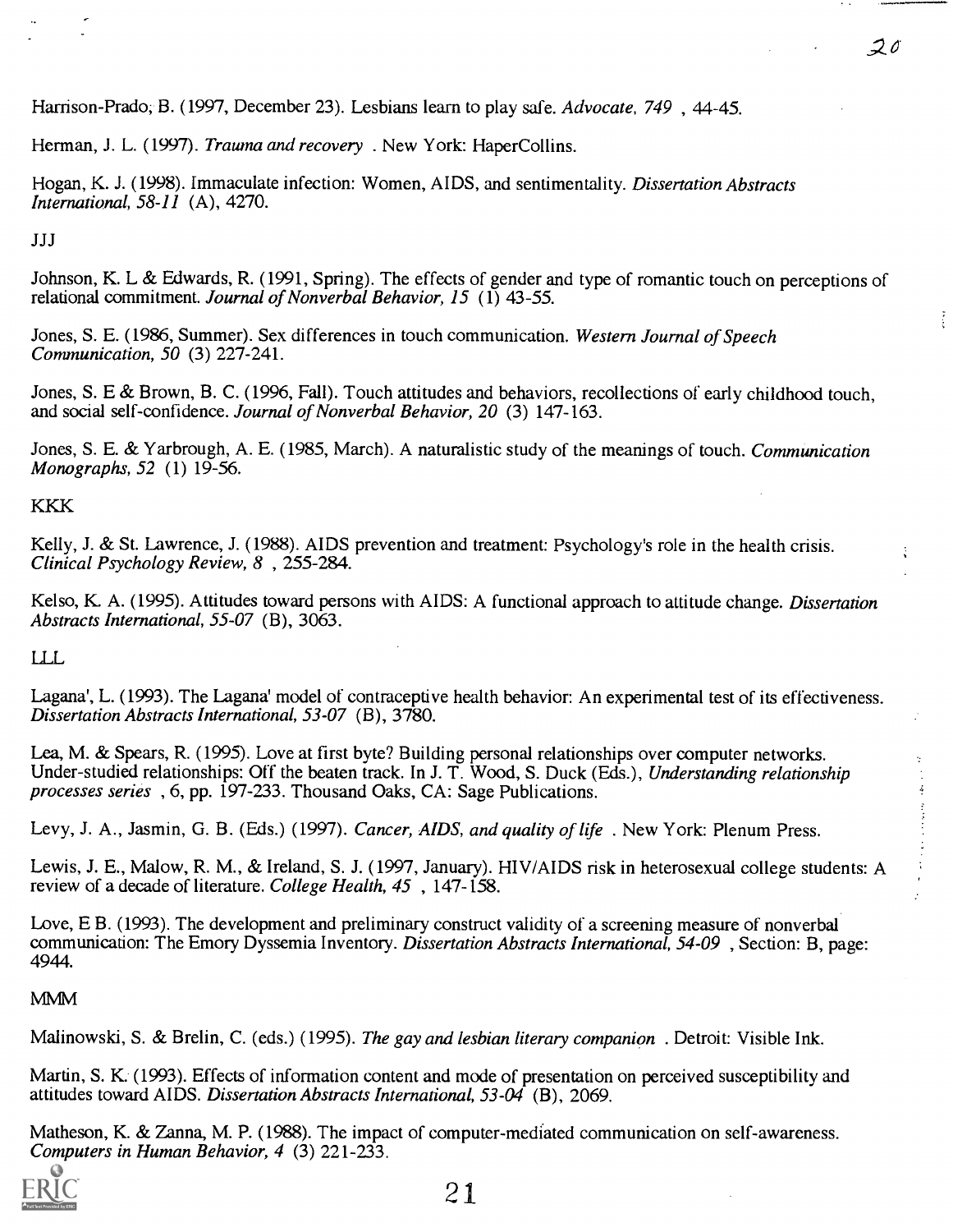Harrison-Prado, B. (1997, December 23). Lesbians learn to play safe. *Advocate, 749* , 44-45.

Herman, J. L. (1997). *Trauma and recovery* . New York: HaperCollins.

Hogan, K. J. (1998). Immaculate infection: Women, AIDS, and sentimentality. *Dissertation Abstracts International, 58-11* (A), 4270.

JJJ

Johnson, K. L & Edwards, R. (1991, Spring). The effects of gender and type of romantic touch on perceptions of relational commitment. *Journal of Nonverbal Behavior, 15* (1) 43-55.

Jones, S. E. (1986, Summer). Sex differences in touch communication. *Western Journal of Speech Communication, 50* (3) 227-241.

Jones, S. E & Brown, B. C. (1996, Fall). Touch attitudes and behaviors, recollections of early childhood touch, and social self-confidence. *Journal of Nonverbal Behavior, 20* (3) 147-163.

Jones, S. E. & Yarbrough, A. E. (1985, March). A naturalistic study of the meanings of touch. *Communication Monographs, 52* (1) 19-56.

KKK

Kelly, J. & St. Lawrence, J. (1988). AIDS prevention and treatment: Psychology's role in the health crisis. *Clinical Psychology Review, 8* , 255-284.

Kelso, K. A. (1995). Attitudes toward persons with AIDS: A functional approach to attitude change. *Dissertation Abstracts International, 55-07* (B), 3063.

LLL

Lagana', L. (1993). The Lagana' model of contraceptive health behavior: An experimental test of its effectiveness. *Dissertation Abstracts International, 53-07* (B), 3780.

Lea, M. & Spears, R. (1995). Love at first byte? Building personal relationships over computer networks. Under-studied relationships: Off the beaten track. In J. T. Wood, S. Duck (Eds.), *Understanding relationship processes series* , 6, pp. 197-233. Thousand Oaks, CA: Sage Publications.

Levy, J. A., Jasmin, G. B. (Eds.) (1997). *Cancer, AIDS, and quality of life* . New York: Plenum Press.

Lewis, J. E., Malow, R. M., & Ireland, S. J. (1997, January). HIV/AIDS risk in heterosexual college students: A review of a decade of literature. *College Health, 45* , 147-158.

Love, E B. (1993). The development and preliminary construct validity of a screening measure of nonverbal communication: The Emory Dyssemia Inventory. *Dissertation Abstracts International, 54-09* , Section: B, page: 4944.

MMM

Malinowski, S. & Brelin, C. (eds.) (1995). *The gay and lesbian literary companion* . Detroit: Visible Ink.

Martin, S. K. (1993). Effects of information content and mode of presentation on perceived susceptibility and attitudes toward AIDS. *Dissertation Abstracts International, 53-04* (B), 2069.

Matheson, K. & Zanna, M. P. (1988). The impact of computer-mediated communication on self-awareness. *Computers in Human Behavior, 4* (3) 221-233.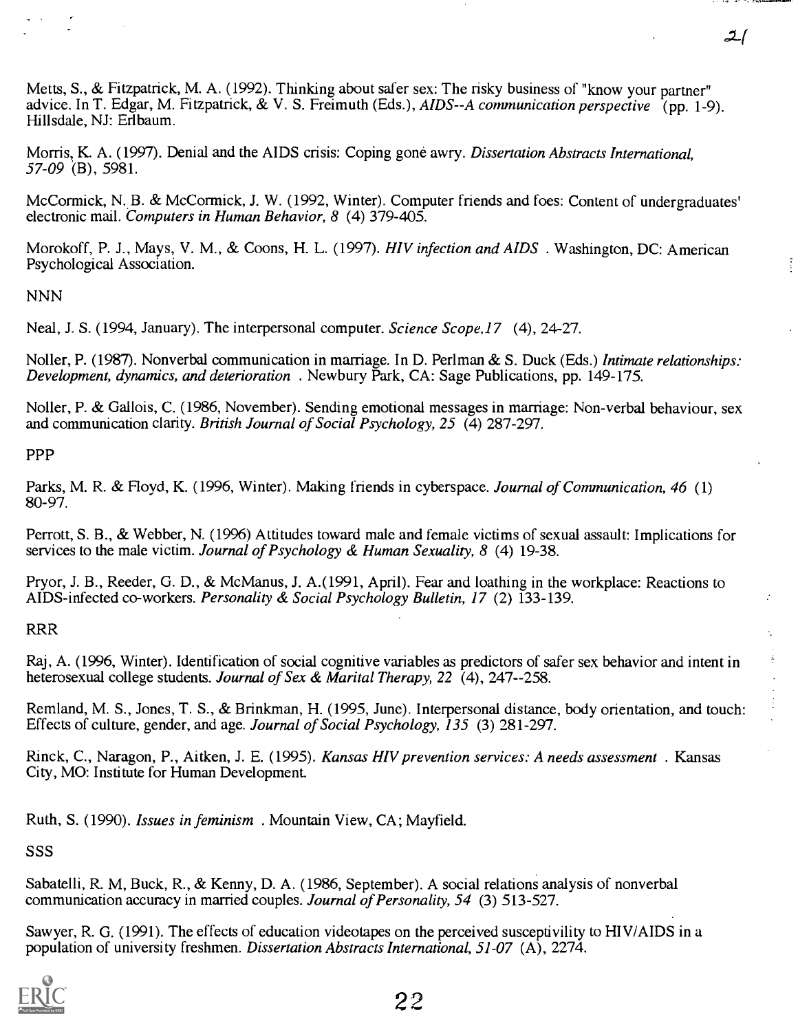Metts, S., & Fitzpatrick, M. A. (1992). Thinking about safer sex: The risky business of "know your partner" advice. In T. Edgar, M. Fitzpatrick, & V. S. Freimuth (Eds.), *AIDS--A communication perspective* (pp. 1-9). Hillsdale, NJ: Erlbaum.

Morris, K. A. (1997). Denial and the AIDS crisis: Coping gone awry. *Dissertation Abstracts International, 57-09* (B), 5981.

McCormick, N. B. & McCormick, J. W. (1992, Winter). Computer friends and foes: Content of undergraduates' electronic mail. *Computers in Human Behavior, 8* (4) 379-405.

Morokoff, P. J., Mays, V. M., & Coons, H. L. (1997). *HIV infection and AIDS* . Washington, DC: American Psychological Association.

NNN

Neal, J. S. (1994, January). The interpersonal computer. *Science Scope,17* (4), 24-27.

Noller, P. (1987). Nonverbal communication in marriage. In D. Perlman & S. Duck (Eds.) *Intimate relationships: Development, dynamics, and deterioration* . Newbury Park, CA: Sage Publications, pp. 149-175.

Noller, P. & Gallois, C. (1986, November). Sending emotional messages in marriage: Non-verbal behaviour, sex and communication clarity. *British Journal of Social Psychology, 25* (4) 287-297.

PPP

Parks, M. R. & Floyd, K. (1996, Winter). Making friends in cyberspace. *Journal of Communication, 46* (1) 80-97.

Perrott, S. B., & Webber, N. (1996) Attitudes toward male and female victims of sexual assault: Implications for services to the male victim. *Journal of Psychology & Human Sexuality, 8* (4) 19-38.

Pryor, J. B., Reeder, G. D., & McManus, J. A.(1991, April). Fear and loathing in the workplace: Reactions to AIDS-infected co-workers. *Personality & Social Psychology Bulletin, 17* (2) 133-139.

RRR

Raj, A. (1996, Winter). Identification of social cognitive variables as predictors of safer sex behavior and intent in heterosexual college students. *Journal of Sex & Marital Therapy, 22* (4), 247--258.

Remland, M. S., Jones, T. S., & Brinkman, H. (1995, June). Interpersonal distance, body orientation, and touch: Effects of culture, gender, and age. *Journal of Social Psychology, 135* (3) 281-297.

Rinck, C., Naragon, P., Aitken, J. E. (1995). *Kansas HIV prevention services: A needs assessment* . Kansas City, MO: Institute for Human Development.

Ruth, S. (1990). *Issues in feminism* . Mountain View, CA; Mayfield.

SSS

Sabatelli, R. M, Buck, R., & Kenny, D. A. (1986, September). A social relations analysis of nonverbal communication accuracy in married couples. *Journal of Personality, 54* (3) 513-527.

Sawyer, R. G. (1991). The effects of education videotapes on the perceived susceptivility to HIV/AIDS in a population of university freshmen. *Dissertation Abstracts International, 51-07* (A), 2274.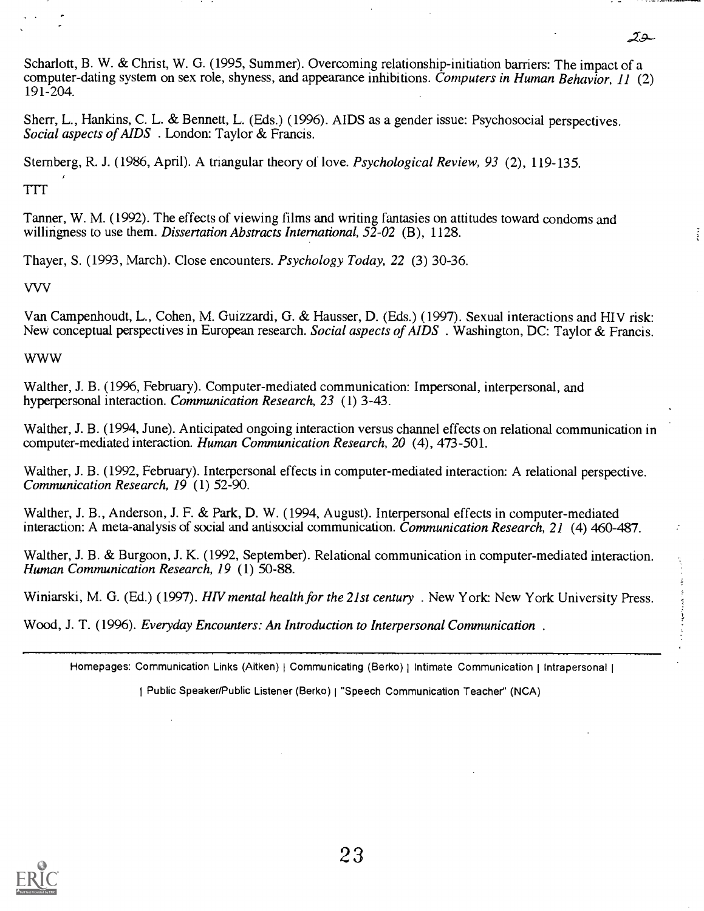Scharlott, B. W. & Christ, W. G. (1995, Summer). Overcoming relationship-initiation barriers: The impact of a computer-dating system on sex role, shyness, and appearance inhibitions. *Computers in Human Behavior, 11* (2) 191-204.

Sherr, L., Hankins, C. L. & Bennett, L. (Eds.) (1996). AIDS as a gender issue: Psychosocial perspectives. *Social aspects of AIDS* . London: Taylor & Francis.

Sternberg, R. J. (1986, April). A triangular theory of love. *Psychological Review, 93* (2), 119-135.

TTT

Tanner, W. M. (1992). The effects of viewing films and writing fantasies on attitudes toward condoms and willingness to use them. *Dissertation Abstracts International, 52-02* (B), 1128.

Thayer, S. (1993, March). Close encounters. *Psychology Today, 22* (3) 30-36.

VVV

Van Campenhoudt, L., Cohen, M. Guizzardi, G. & Hausser, D. (Eds.) (1997). Sexual interactions and HIV risk: New conceptual perspectives in European research. *Social aspects of AIDS* . Washington, DC: Taylor & Francis.

WWW

Walther, J. B. (1996, February). Computer-mediated communication: Impersonal, interpersonal, and hyperpersonal interaction. *Communication Research, 23* (1) 3-43.

Walther, J. B. (1994, June). Anticipated ongoing interaction versus channel effects on relational communication in computer-mediated interaction. *Human Communication Research, 20* (4), 473-501.

Walther, J. B. (1992, February). Interpersonal effects in computer-mediated interaction: A relational perspective. *Communication Research, 19* (1) 52-90.

Walther, J. B., Anderson, J. F. & Park, D. W. (1994, August). Interpersonal effects in computer-mediated interaction: A meta-analysis of social and antisocial communication. *Communication Research, 21* (4) 460-487.

Walther, J. B. & Burgoon, J. K. (1992, September). Relational communication in computer-mediated interaction. *Human Communication Research, 19* (1) 50-88.

Winiarski, M. G. (Ed.) (1997). *HIV mental health for the 21st century* . New York: New York University Press.

Wood, J. T. (1996). *Everyday Encounters: An Introduction to Interpersonal Communication* .

---

Homepages: Communication Links (Aitken) | Communicating (Berko) | Intimate Communication | Intrapersonal |

| Public Speaker/Public Listener (Berko) | "Speech Communication Teacher" (NCA)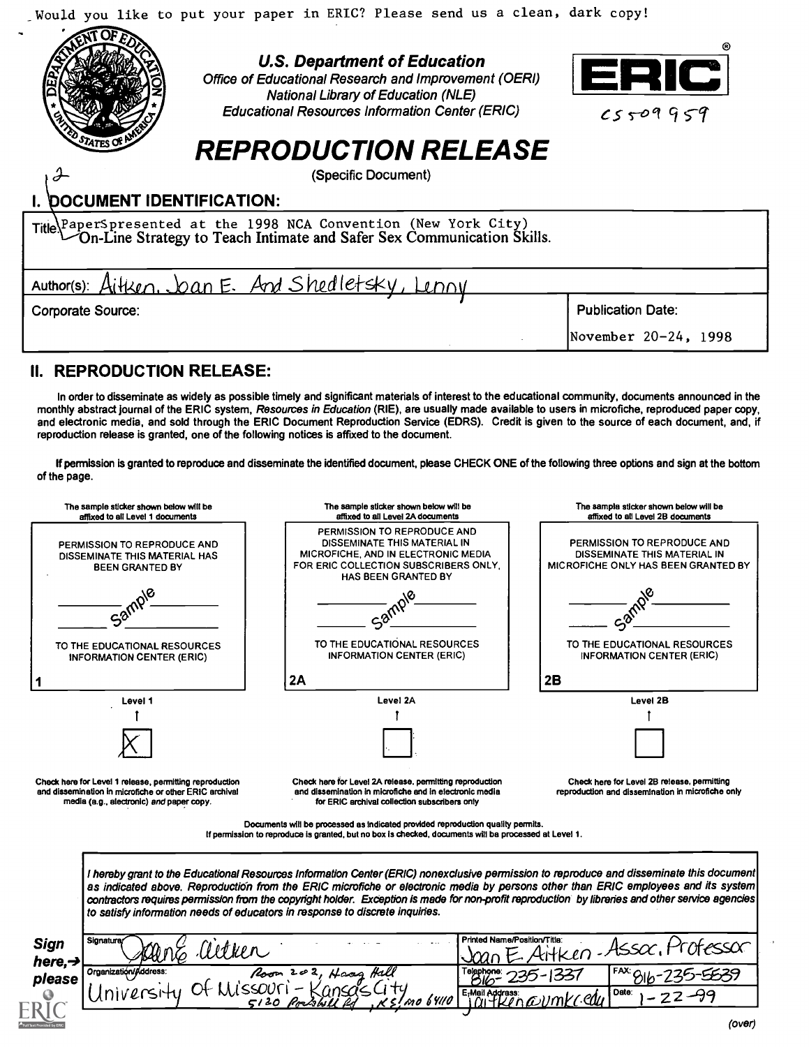Would you like to put your paper in ERIC? Please send us a clean, dark copy!

**U.S. Department of Education**
*Office of Educational Research and Improvement (OERI)*
*National Library of Education (NLE)*
*Educational Resources Information Center (ERIC)*

ERIC®

CS 509 959

# REPRODUCTION RELEASE

(Specific Document)

## I. DOCUMENT IDENTIFICATION:

Title: Papers presented at the 1998 NCA Convention (New York City)
On-Line Strategy to Teach Intimate and Safer Sex Communication Skills.

Author(s): Aitken, Joan E. And Shedletsky, Lenny

| Corporate Source: | Publication Date: |
|---|---|
| | November 20-24, 1998 |

## II. REPRODUCTION RELEASE:

In order to disseminate as widely as possible timely and significant materials of interest to the educational community, documents announced in the monthly abstract journal of the ERIC system, *Resources in Education* (RIE), are usually made available to users in microfiche, reproduced paper copy, and electronic media, and sold through the ERIC Document Reproduction Service (EDRS). Credit is given to the source of each document, and, if reproduction release is granted, one of the following notices is affixed to the document.

**If permission is granted to reproduce and disseminate the identified document, please CHECK ONE of the following three options and sign at the bottom of the page.**

| The sample sticker shown below will be affixed to all Level 1 documents | The sample sticker shown below will be affixed to all Level 2A documents | The sample sticker shown below will be affixed to all Level 2B documents |
|---|---|---|
| PERMISSION TO REPRODUCE AND DISSEMINATE THIS MATERIAL HAS BEEN GRANTED BY Sample TO THE EDUCATIONAL RESOURCES INFORMATION CENTER (ERIC) | PERMISSION TO REPRODUCE AND DISSEMINATE THIS MATERIAL IN MICROFICHE, AND IN ELECTRONIC MEDIA FOR ERIC COLLECTION SUBSCRIBERS ONLY, HAS BEEN GRANTED BY Sample TO THE EDUCATIONAL RESOURCES INFORMATION CENTER (ERIC) | PERMISSION TO REPRODUCE AND DISSEMINATE THIS MATERIAL IN MICROFICHE ONLY HAS BEEN GRANTED BY Sample TO THE EDUCATIONAL RESOURCES INFORMATION CENTER (ERIC) |
| 1 | 2A | 2B |
| Level 1 | Level 2A | Level 2B |
| [X] | [ ] | [ ] |
| Check here for Level 1 release, permitting reproduction and dissemination in microfiche or other ERIC archival media (e.g., electronic) *and* paper copy. | Check here for Level 2A release, permitting reproduction and dissemination in microfiche and in electronic media for ERIC archival collection subscribers only | Check here for Level 2B release, permitting reproduction and dissemination in microfiche only |

Documents will be processed as indicated provided reproduction quality permits.
If permission to reproduce is granted, but no box is checked, documents will be processed at Level 1.

*I hereby grant to the Educational Resources Information Center (ERIC) nonexclusive permission to reproduce and disseminate this document as indicated above. Reproduction from the ERIC microfiche or electronic media by persons other than ERIC employees and its system contractors requires permission from the copyright holder. Exception is made for non-profit reproduction by libraries and other service agencies to satisfy information needs of educators in response to discrete inquiries.*

**Sign here, → please**

| Signature: Joan E. Aitken | Printed Name/Position/Title: Joan E. Aitken - Assoc. Professor | |
|---|---|---|
| Organization/Address: Room 202, Haag Hall, University Of Missouri - Kansas City, 5120 Rockhill Rd, KC, MO 64110 | Telephone: 816-235-1337 | FAX: 816-235-5539 |
| | E-Mail Address: jaitken@umkc.edu | Date: 1-22-99 |

(over)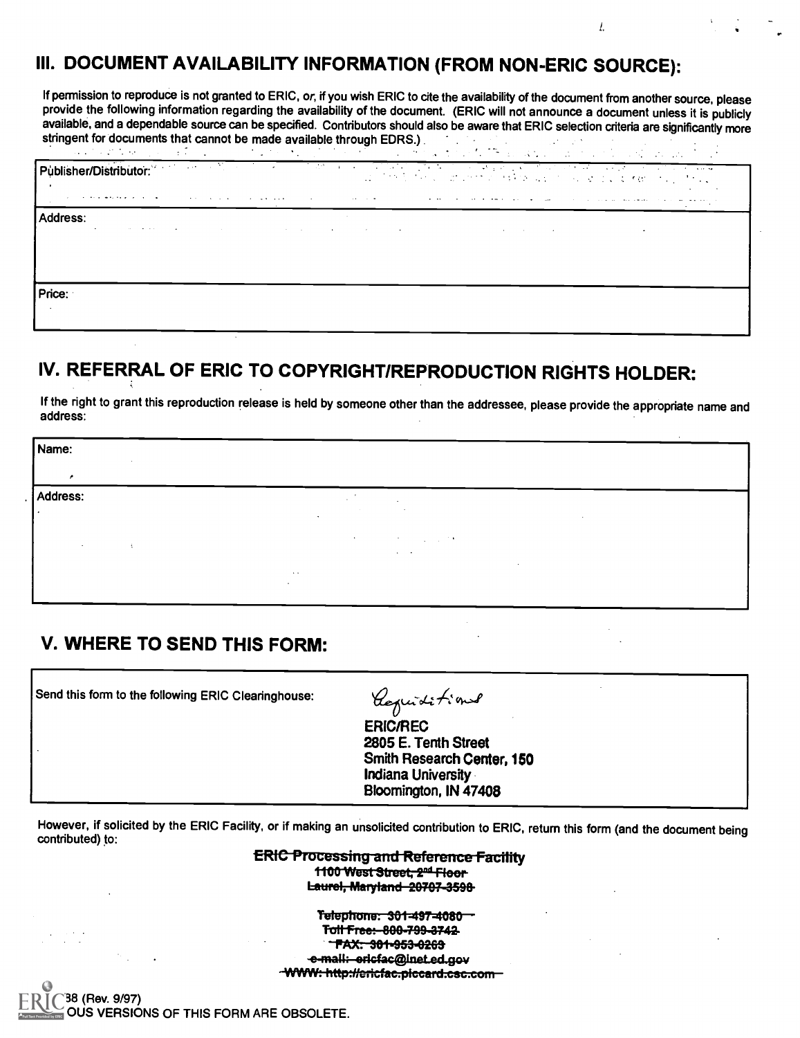## III. DOCUMENT AVAILABILITY INFORMATION (FROM NON-ERIC SOURCE):

If permission to reproduce is not granted to ERIC, or, if you wish ERIC to cite the availability of the document from another source, please provide the following information regarding the availability of the document. (ERIC will not announce a document unless it is publicly available, and a dependable source can be specified. Contributors should also be aware that ERIC selection criteria are significantly more stringent for documents that cannot be made available through EDRS.)

Publisher/Distributor:

Address:

Price:

## IV. REFERRAL OF ERIC TO COPYRIGHT/REPRODUCTION RIGHTS HOLDER:

If the right to grant this reproduction release is held by someone other than the addressee, please provide the appropriate name and address:

Name:

Address:

## V. WHERE TO SEND THIS FORM:

Send this form to the following ERIC Clearinghouse:

Acquisitions
**ERIC/REC**
**2805 E. Tenth Street**
**Smith Research Center, 150**
**Indiana University**
**Bloomington, IN 47408**

However, if solicited by the ERIC Facility, or if making an unsolicited contribution to ERIC, return this form (and the document being contributed) to:

~~**ERIC Processing and Reference Facility**~~
~~1100 West Street, 2nd Floor~~
~~Laurel, Maryland 20707-3598~~

~~Telephone: 301-497-4080~~
~~Toll Free: 800-799-3742~~
~~FAX: 301-953-0263~~
~~e-mail: ericfac@inet.ed.gov~~
~~WWW: http://ericfac.piccard.csc.com~~

88 (Rev. 9/97)
OUS VERSIONS OF THIS FORM ARE OBSOLETE.